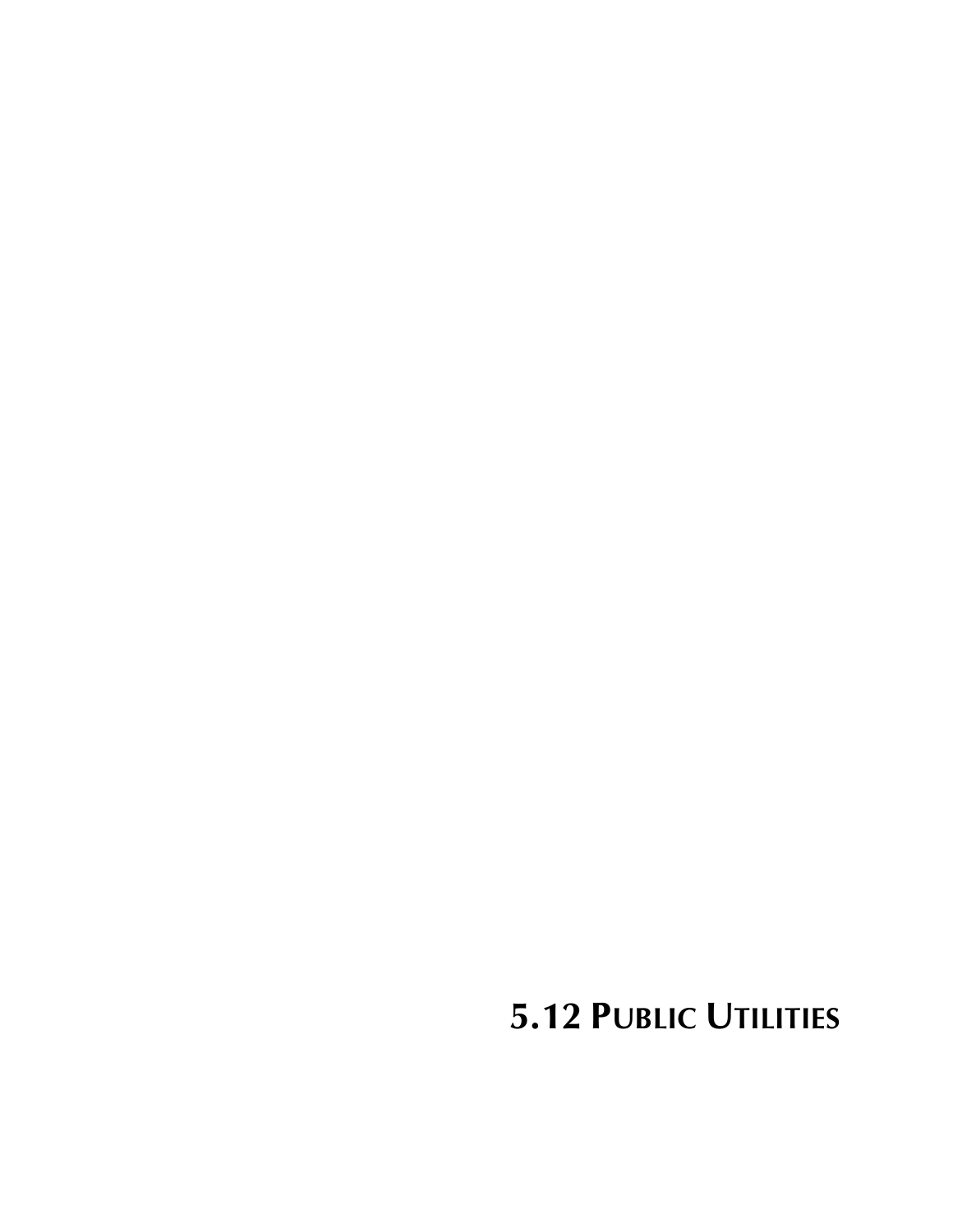# 5.12 PUBLIC UTILITIES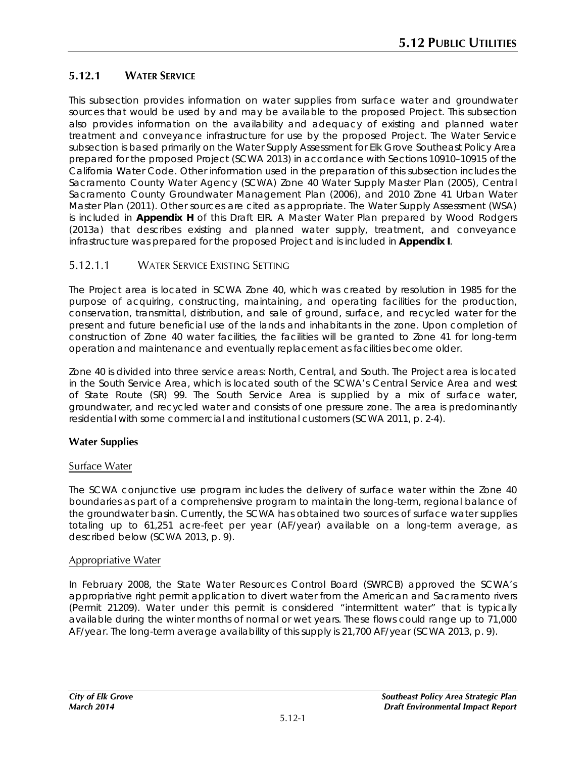## 5.12.1 WATER SERVICE

This subsection provides information on water supplies from surface water and groundwater sources that would be used by and may be available to the proposed Project. This subsection also provides information on the availability and adequacy of existing and planned water treatment and conveyance infrastructure for use by the proposed Project. The Water Service subsection is based primarily on the Water Supply Assessment for Elk Grove Southeast Policy Area prepared for the proposed Project (SCWA 2013) in accordance with Sections 10910–10915 of the California Water Code. Other information used in the preparation of this subsection includes the Sacramento County Water Agency (SCWA) Zone 40 Water Supply Master Plan (2005), Central Sacramento County Groundwater Management Plan (2006), and 2010 Zone 41 Urban Water Master Plan (2011). Other sources are cited as appropriate. The Water Supply Assessment (WSA) is included in **Appendix H** of this Draft EIR. A Master Water Plan prepared by Wood Rodgers (2013a) that describes existing and planned water supply, treatment, and conveyance infrastructure was prepared for the proposed Project and is included in **Appendix I**.

### 5.12.1.1 WATER SERVICE EXISTING SETTING

The Project area is located in SCWA Zone 40, which was created by resolution in 1985 for the purpose of acquiring, constructing, maintaining, and operating facilities for the production, conservation, transmittal, distribution, and sale of ground, surface, and recycled water for the present and future beneficial use of the lands and inhabitants in the zone. Upon completion of construction of Zone 40 water facilities, the facilities will be granted to Zone 41 for long-term operation and maintenance and eventually replacement as facilities become older.

Zone 40 is divided into three service areas: North, Central, and South. The Project area is located in the South Service Area, which is located south of the SCWA's Central Service Area and west of State Route (SR) 99. The South Service Area is supplied by a mix of surface water, groundwater, and recycled water and consists of one pressure zone. The area is predominantly residential with some commercial and institutional customers (SCWA 2011, p. 2-4).

#### Water Supplies

Surface Water

The SCWA conjunctive use program includes the delivery of surface water within the Zone 40 boundaries as part of a comprehensive program to maintain the long-term, regional balance of the groundwater basin. Currently, the SCWA has obtained two sources of surface water supplies totaling up to 61,251 acre-feet per year (AF/year) available on a long-term average, as described below (SCWA 2013, p. 9).

Appropriative Water

In February 2008, the State Water Resources Control Board (SWRCB) approved the SCWA's appropriative right permit application to divert water from the American and Sacramento rivers (Permit 21209). Water under this permit is considered "intermittent water" that is typically available during the winter months of normal or wet years. These flows could range up to 71,000 AF/year. The long-term average availability of this supply is 21,700 AF/year (SCWA 2013, p. 9).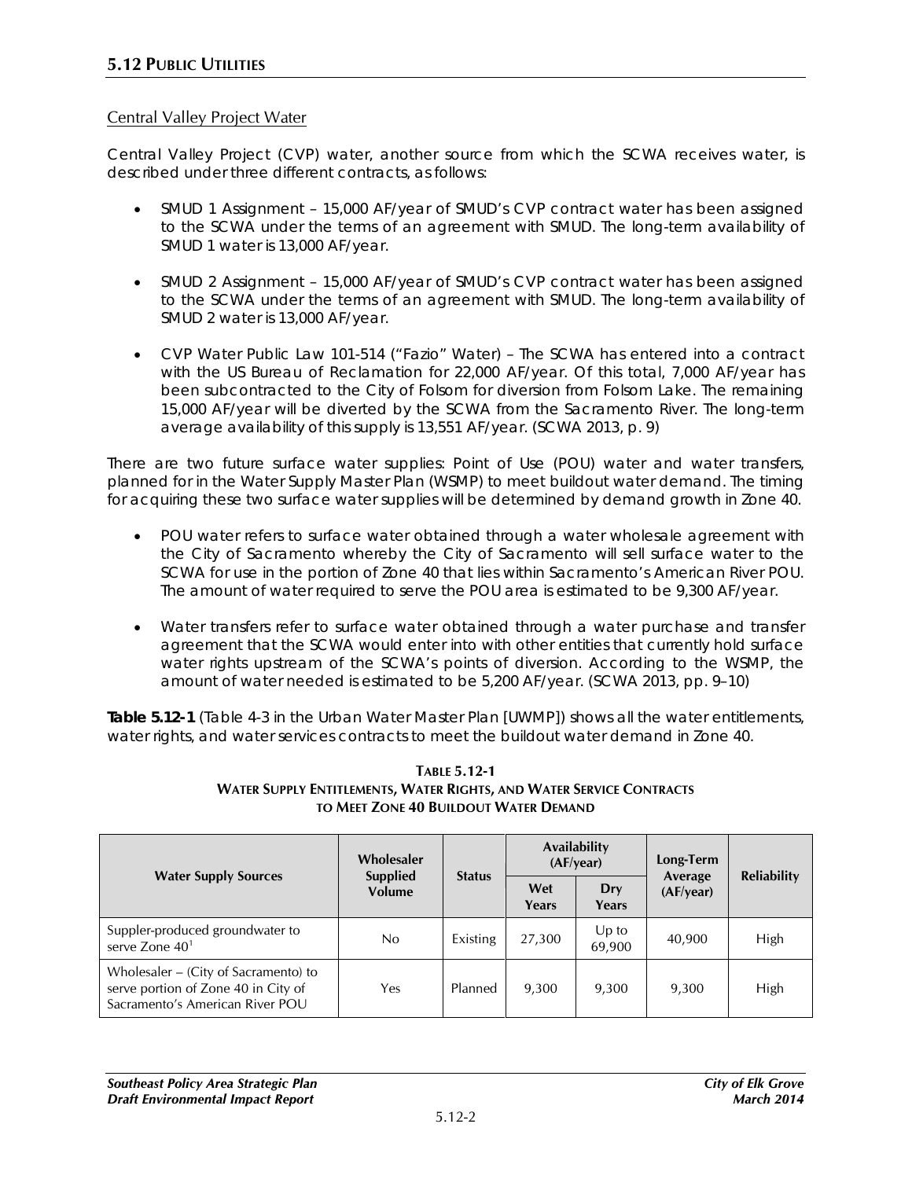## 5.12 PUBLIC UTILITIES

### Central Valley Project Water

Central Valley Project (CVP) water, another source from which the SCWA receives water, is described under three different contracts, as follows:

- SMUD 1 Assignment – 15,000 AF/year of SMUD's CVP contract water has been assigned to the SCWA under the terms of an agreement with SMUD. The long-term availability of SMUD 1 water is 13,000 AF/year.
- SMUD 2 Assignment – 15,000 AF/year of SMUD's CVP contract water has been assigned to the SCWA under the terms of an agreement with SMUD. The long-term availability of SMUD 2 water is 13,000 AF/year.
- CVP Water Public Law 101-514 ("Fazio" Water) – The SCWA has entered into a contract with the US Bureau of Reclamation for 22,000 AF/year. Of this total, 7,000 AF/year has been subcontracted to the City of Folsom for diversion from Folsom Lake. The remaining 15,000 AF/year will be diverted by the SCWA from the Sacramento River. The long-term average availability of this supply is 13,551 AF/year. (SCWA 2013, p. 9)

There are two future surface water supplies: Point of Use (POU) water and water transfers, planned for in the Water Supply Master Plan (WSMP) to meet buildout water demand. The timing for acquiring these two surface water supplies will be determined by demand growth in Zone 40.

- POU water refers to surface water obtained through a water wholesale agreement with the City of Sacramento whereby the City of Sacramento will sell surface water to the SCWA for use in the portion of Zone 40 that lies within Sacramento's American River POU. The amount of water required to serve the POU area is estimated to be 9,300 AF/year.
- Water transfers refer to surface water obtained through a water purchase and transfer agreement that the SCWA would enter into with other entities that currently hold surface water rights upstream of the SCWA's points of diversion. According to the WSMP, the amount of water needed is estimated to be 5,200 AF/year. (SCWA 2013, pp. 9–10)

**Table 5.12-1** (Table 4-3 in the Urban Water Master Plan [UWMP]) shows all the water entitlements, water rights, and water services contracts to meet the buildout water demand in Zone 40.

**TABLE 5.12-1**
**WATER SUPPLY ENTITLEMENTS, WATER RIGHTS, AND WATER SERVICE CONTRACTS TO MEET ZONE 40 BUILDOUT WATER DEMAND**

| Water Supply Sources | Wholesaler Supplied Volume | Status | Availability (AF/year) | | Long-Term Average (AF/year) | Reliability |
|---|---|---|---|---|---|---|
| | | | Wet Years | Dry Years | | |
| Suppler-produced groundwater to serve Zone 40[1] | No | Existing | 27,300 | Up to 69,900 | 40,900 | High |
| Wholesaler – (City of Sacramento) to serve portion of Zone 40 in City of Sacramento's American River POU | Yes | Planned | 9,300 | 9,300 | 9,300 | High |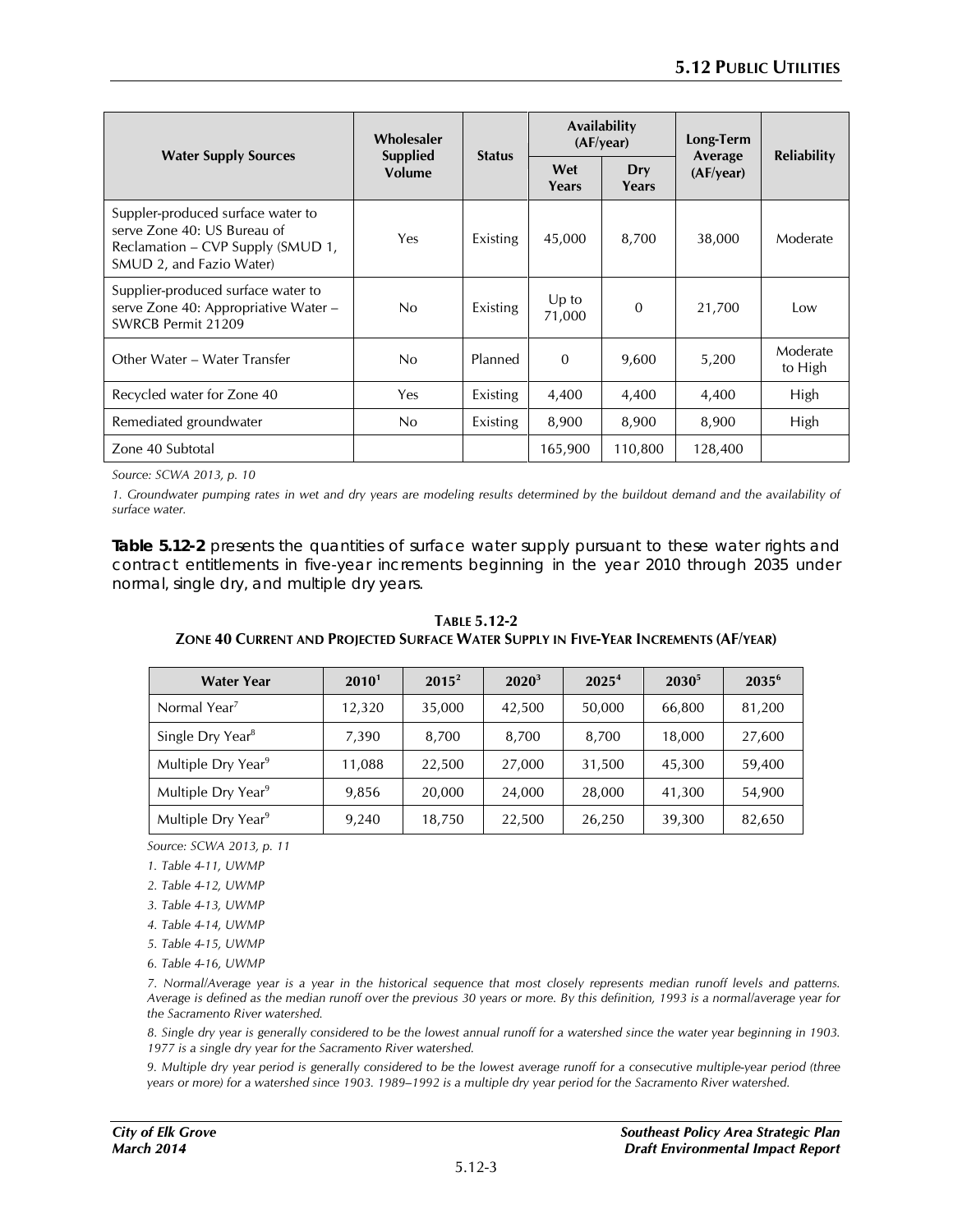| Water Supply Sources | Wholesaler Supplied Volume | Status | Availability (AF/year) | | Long-Term Average (AF/year) | Reliability |
|---|---|---|---|---|---|---|
| | | | Wet Years | Dry Years | | |
| Suppler-produced surface water to serve Zone 40: US Bureau of Reclamation – CVP Supply (SMUD 1, SMUD 2, and Fazio Water) | Yes | Existing | 45,000 | 8,700 | 38,000 | Moderate |
| Supplier-produced surface water to serve Zone 40: Appropriative Water – SWRCB Permit 21209 | No | Existing | Up to 71,000 | 0 | 21,700 | Low |
| Other Water – Water Transfer | No | Planned | 0 | 9,600 | 5,200 | Moderate to High |
| Recycled water for Zone 40 | Yes | Existing | 4,400 | 4,400 | 4,400 | High |
| Remediated groundwater | No | Existing | 8,900 | 8,900 | 8,900 | High |
| Zone 40 Subtotal | | | 165,900 | 110,800 | 128,400 | |

*Source: SCWA 2013, p. 10*

*1. Groundwater pumping rates in wet and dry years are modeling results determined by the buildout demand and the availability of surface water.*

**Table 5.12-2** presents the quantities of surface water supply pursuant to these water rights and contract entitlements in five-year increments beginning in the year 2010 through 2035 under normal, single dry, and multiple dry years.

**TABLE 5.12-2**
**ZONE 40 CURRENT AND PROJECTED SURFACE WATER SUPPLY IN FIVE-YEAR INCREMENTS (AF/YEAR)**

| Water Year | 2010[1] | 2015[2] | 2020[3] | 2025[4] | 2030[5] | 2035[6] |
|---|---|---|---|---|---|---|
| Normal Year[7] | 12,320 | 35,000 | 42,500 | 50,000 | 66,800 | 81,200 |
| Single Dry Year[8] | 7,390 | 8,700 | 8,700 | 8,700 | 18,000 | 27,600 |
| Multiple Dry Year[9] | 11,088 | 22,500 | 27,000 | 31,500 | 45,300 | 59,400 |
| Multiple Dry Year[9] | 9,856 | 20,000 | 24,000 | 28,000 | 41,300 | 54,900 |
| Multiple Dry Year[9] | 9,240 | 18,750 | 22,500 | 26,250 | 39,300 | 82,650 |

*Source: SCWA 2013, p. 11*

*1. Table 4-11, UWMP*

*2. Table 4-12, UWMP*

*3. Table 4-13, UWMP*

*4. Table 4-14, UWMP*

*5. Table 4-15, UWMP*

*6. Table 4-16, UWMP*

*7. Normal/Average year is a year in the historical sequence that most closely represents median runoff levels and patterns. Average is defined as the median runoff over the previous 30 years or more. By this definition, 1993 is a normal/average year for the Sacramento River watershed.*

*8. Single dry year is generally considered to be the lowest annual runoff for a watershed since the water year beginning in 1903. 1977 is a single dry year for the Sacramento River watershed.*

*9. Multiple dry year period is generally considered to be the lowest average runoff for a consecutive multiple-year period (three years or more) for a watershed since 1903. 1989–1992 is a multiple dry year period for the Sacramento River watershed.*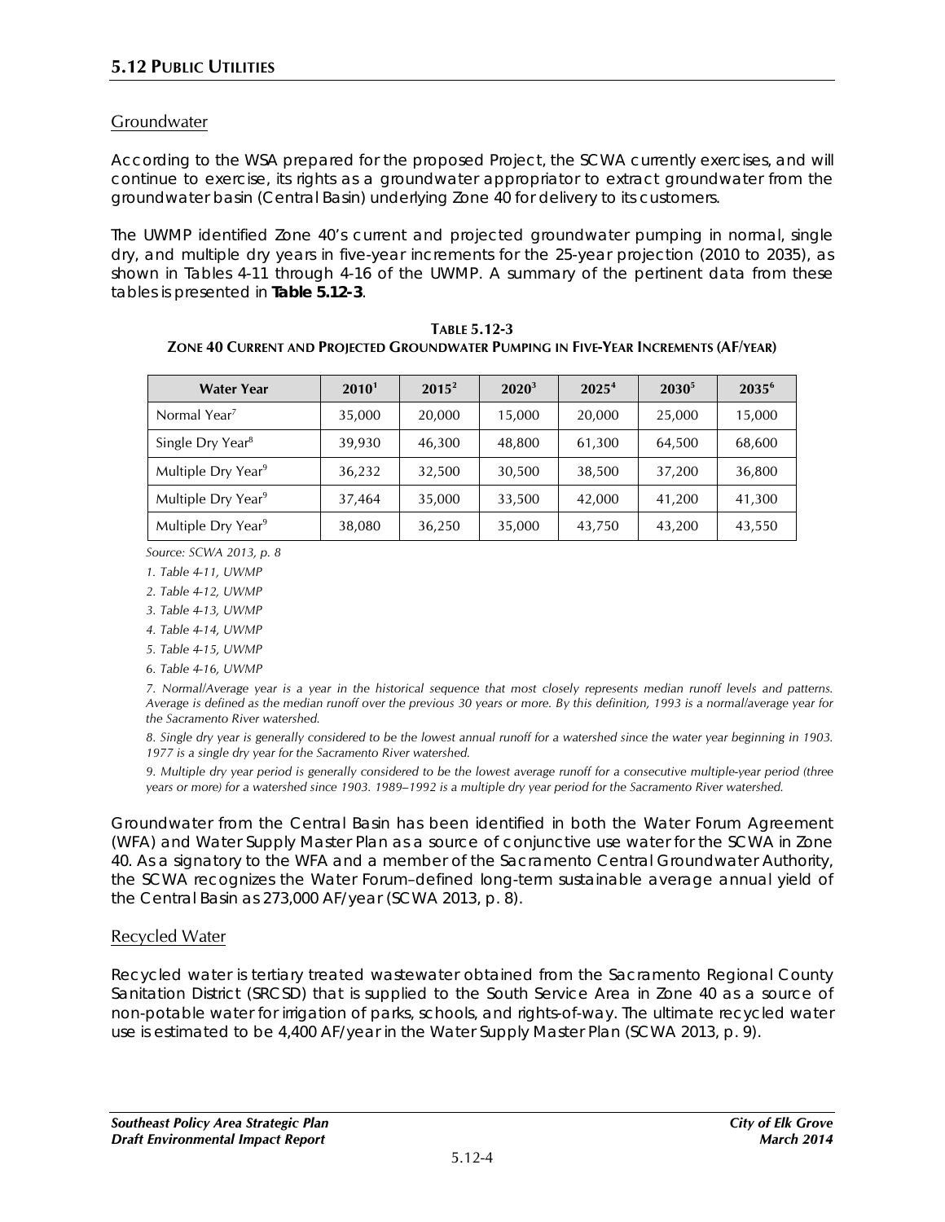### Groundwater

According to the WSA prepared for the proposed Project, the SCWA currently exercises, and will continue to exercise, its rights as a groundwater appropriator to extract groundwater from the groundwater basin (Central Basin) underlying Zone 40 for delivery to its customers.

The UWMP identified Zone 40's current and projected groundwater pumping in normal, single dry, and multiple dry years in five-year increments for the 25-year projection (2010 to 2035), as shown in Tables 4-11 through 4-16 of the UWMP. A summary of the pertinent data from these tables is presented in **Table 5.12-3**.

**TABLE 5.12-3**
**ZONE 40 CURRENT AND PROJECTED GROUNDWATER PUMPING IN FIVE-YEAR INCREMENTS (AF/YEAR)**

| Water Year | 2010[1] | 2015[2] | 2020[3] | 2025[4] | 2030[5] | 2035[6] |
|---|---|---|---|---|---|---|
| Normal Year[7] | 35,000 | 20,000 | 15,000 | 20,000 | 25,000 | 15,000 |
| Single Dry Year[8] | 39,930 | 46,300 | 48,800 | 61,300 | 64,500 | 68,600 |
| Multiple Dry Year[9] | 36,232 | 32,500 | 30,500 | 38,500 | 37,200 | 36,800 |
| Multiple Dry Year[9] | 37,464 | 35,000 | 33,500 | 42,000 | 41,200 | 41,300 |
| Multiple Dry Year[9] | 38,080 | 36,250 | 35,000 | 43,750 | 43,200 | 43,550 |

*Source: SCWA 2013, p. 8*

*1. Table 4-11, UWMP*

*2. Table 4-12, UWMP*

*3. Table 4-13, UWMP*

*4. Table 4-14, UWMP*

*5. Table 4-15, UWMP*

*6. Table 4-16, UWMP*

*7. Normal/Average year is a year in the historical sequence that most closely represents median runoff levels and patterns. Average is defined as the median runoff over the previous 30 years or more. By this definition, 1993 is a normal/average year for the Sacramento River watershed.*

*8. Single dry year is generally considered to be the lowest annual runoff for a watershed since the water year beginning in 1903. 1977 is a single dry year for the Sacramento River watershed.*

*9. Multiple dry year period is generally considered to be the lowest average runoff for a consecutive multiple-year period (three years or more) for a watershed since 1903. 1989–1992 is a multiple dry year period for the Sacramento River watershed.*

Groundwater from the Central Basin has been identified in both the Water Forum Agreement (WFA) and Water Supply Master Plan as a source of conjunctive use water for the SCWA in Zone 40. As a signatory to the WFA and a member of the Sacramento Central Groundwater Authority, the SCWA recognizes the Water Forum–defined long-term sustainable average annual yield of the Central Basin as 273,000 AF/year (SCWA 2013, p. 8).

### Recycled Water

Recycled water is tertiary treated wastewater obtained from the Sacramento Regional County Sanitation District (SRCSD) that is supplied to the South Service Area in Zone 40 as a source of non-potable water for irrigation of parks, schools, and rights-of-way. The ultimate recycled water use is estimated to be 4,400 AF/year in the Water Supply Master Plan (SCWA 2013, p. 9).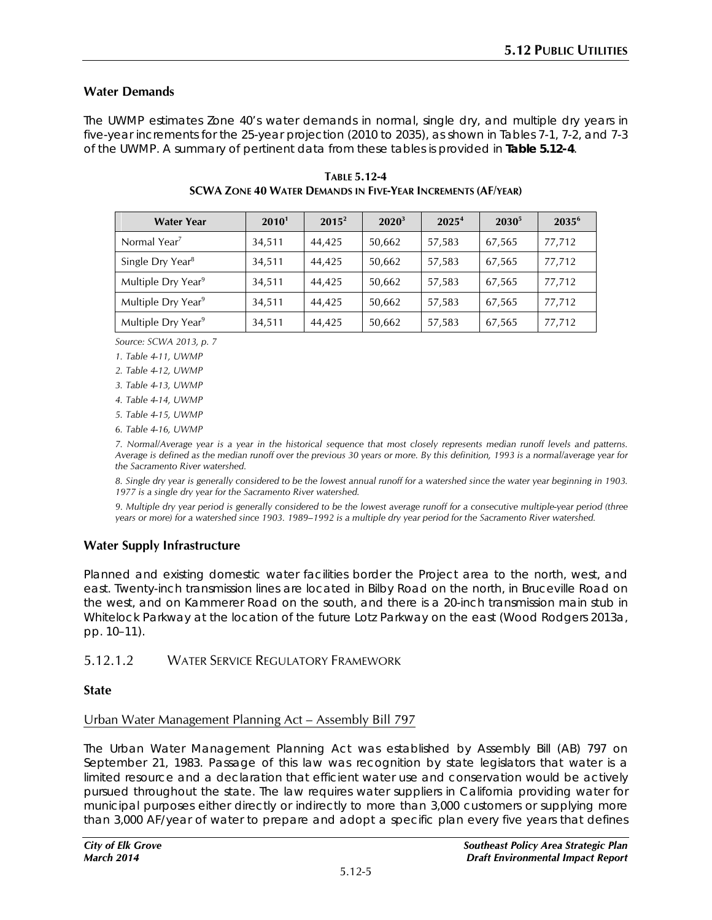## Water Demands

The UWMP estimates Zone 40's water demands in normal, single dry, and multiple dry years in five-year increments for the 25-year projection (2010 to 2035), as shown in Tables 7-1, 7-2, and 7-3 of the UWMP. A summary of pertinent data from these tables is provided in **Table 5.12-4**.

**TABLE 5.12-4**
**SCWA ZONE 40 WATER DEMANDS IN FIVE-YEAR INCREMENTS (AF/YEAR)**

| Water Year | 2010[1] | 2015[2] | 2020[3] | 2025[4] | 2030[5] | 2035[6] |
|---|---|---|---|---|---|---|
| Normal Year[7] | 34,511 | 44,425 | 50,662 | 57,583 | 67,565 | 77,712 |
| Single Dry Year[8] | 34,511 | 44,425 | 50,662 | 57,583 | 67,565 | 77,712 |
| Multiple Dry Year[9] | 34,511 | 44,425 | 50,662 | 57,583 | 67,565 | 77,712 |
| Multiple Dry Year[9] | 34,511 | 44,425 | 50,662 | 57,583 | 67,565 | 77,712 |
| Multiple Dry Year[9] | 34,511 | 44,425 | 50,662 | 57,583 | 67,565 | 77,712 |

*Source: SCWA 2013, p. 7*

*1. Table 4-11, UWMP*

*2. Table 4-12, UWMP*

*3. Table 4-13, UWMP*

*4. Table 4-14, UWMP*

*5. Table 4-15, UWMP*

*6. Table 4-16, UWMP*

*7. Normal/Average year is a year in the historical sequence that most closely represents median runoff levels and patterns. Average is defined as the median runoff over the previous 30 years or more. By this definition, 1993 is a normal/average year for the Sacramento River watershed.*

*8. Single dry year is generally considered to be the lowest annual runoff for a watershed since the water year beginning in 1903. 1977 is a single dry year for the Sacramento River watershed.*

*9. Multiple dry year period is generally considered to be the lowest average runoff for a consecutive multiple-year period (three years or more) for a watershed since 1903. 1989–1992 is a multiple dry year period for the Sacramento River watershed.*

## Water Supply Infrastructure

Planned and existing domestic water facilities border the Project area to the north, west, and east. Twenty-inch transmission lines are located in Bilby Road on the north, in Bruceville Road on the west, and on Kammerer Road on the south, and there is a 20-inch transmission main stub in Whitelock Parkway at the location of the future Lotz Parkway on the east (Wood Rodgers 2013a, pp. 10–11).

### 5.12.1.2 WATER SERVICE REGULATORY FRAMEWORK

## State

Urban Water Management Planning Act – Assembly Bill 797

The Urban Water Management Planning Act was established by Assembly Bill (AB) 797 on September 21, 1983. Passage of this law was recognition by state legislators that water is a limited resource and a declaration that efficient water use and conservation would be actively pursued throughout the state. The law requires water suppliers in California providing water for municipal purposes either directly or indirectly to more than 3,000 customers or supplying more than 3,000 AF/year of water to prepare and adopt a specific plan every five years that defines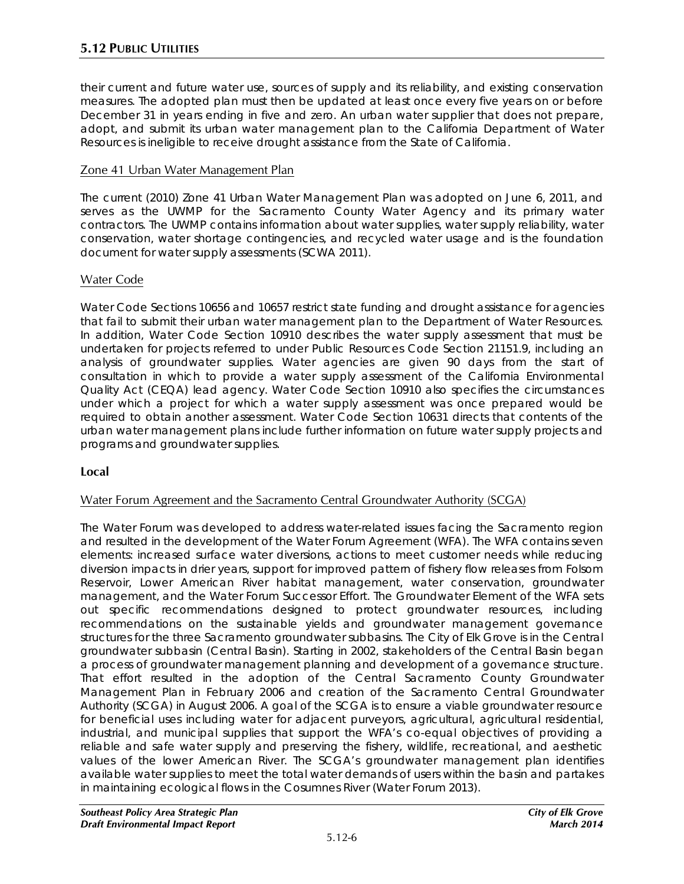their current and future water use, sources of supply and its reliability, and existing conservation measures. The adopted plan must then be updated at least once every five years on or before December 31 in years ending in five and zero. An urban water supplier that does not prepare, adopt, and submit its urban water management plan to the California Department of Water Resources is ineligible to receive drought assistance from the State of California.

Zone 41 Urban Water Management Plan

The current (2010) Zone 41 Urban Water Management Plan was adopted on June 6, 2011, and serves as the UWMP for the Sacramento County Water Agency and its primary water contractors. The UWMP contains information about water supplies, water supply reliability, water conservation, water shortage contingencies, and recycled water usage and is the foundation document for water supply assessments (SCWA 2011).

Water Code

Water Code Sections 10656 and 10657 restrict state funding and drought assistance for agencies that fail to submit their urban water management plan to the Department of Water Resources. In addition, Water Code Section 10910 describes the water supply assessment that must be undertaken for projects referred to under Public Resources Code Section 21151.9, including an analysis of groundwater supplies. Water agencies are given 90 days from the start of consultation in which to provide a water supply assessment of the California Environmental Quality Act (CEQA) lead agency. Water Code Section 10910 also specifies the circumstances under which a project for which a water supply assessment was once prepared would be required to obtain another assessment. Water Code Section 10631 directs that contents of the urban water management plans include further information on future water supply projects and programs and groundwater supplies.

**Local**

Water Forum Agreement and the Sacramento Central Groundwater Authority (SCGA)

The Water Forum was developed to address water-related issues facing the Sacramento region and resulted in the development of the Water Forum Agreement (WFA). The WFA contains seven elements: increased surface water diversions, actions to meet customer needs while reducing diversion impacts in drier years, support for improved pattern of fishery flow releases from Folsom Reservoir, Lower American River habitat management, water conservation, groundwater management, and the Water Forum Successor Effort. The Groundwater Element of the WFA sets out specific recommendations designed to protect groundwater resources, including recommendations on the sustainable yields and groundwater management governance structures for the three Sacramento groundwater subbasins. The City of Elk Grove is in the Central groundwater subbasin (Central Basin). Starting in 2002, stakeholders of the Central Basin began a process of groundwater management planning and development of a governance structure. That effort resulted in the adoption of the Central Sacramento County Groundwater Management Plan in February 2006 and creation of the Sacramento Central Groundwater Authority (SCGA) in August 2006. A goal of the SCGA is to ensure a viable groundwater resource for beneficial uses including water for adjacent purveyors, agricultural, agricultural residential, industrial, and municipal supplies that support the WFA's co-equal objectives of providing a reliable and safe water supply and preserving the fishery, wildlife, recreational, and aesthetic values of the lower American River. The SCGA's groundwater management plan identifies available water supplies to meet the total water demands of users within the basin and partakes in maintaining ecological flows in the Cosumnes River (Water Forum 2013).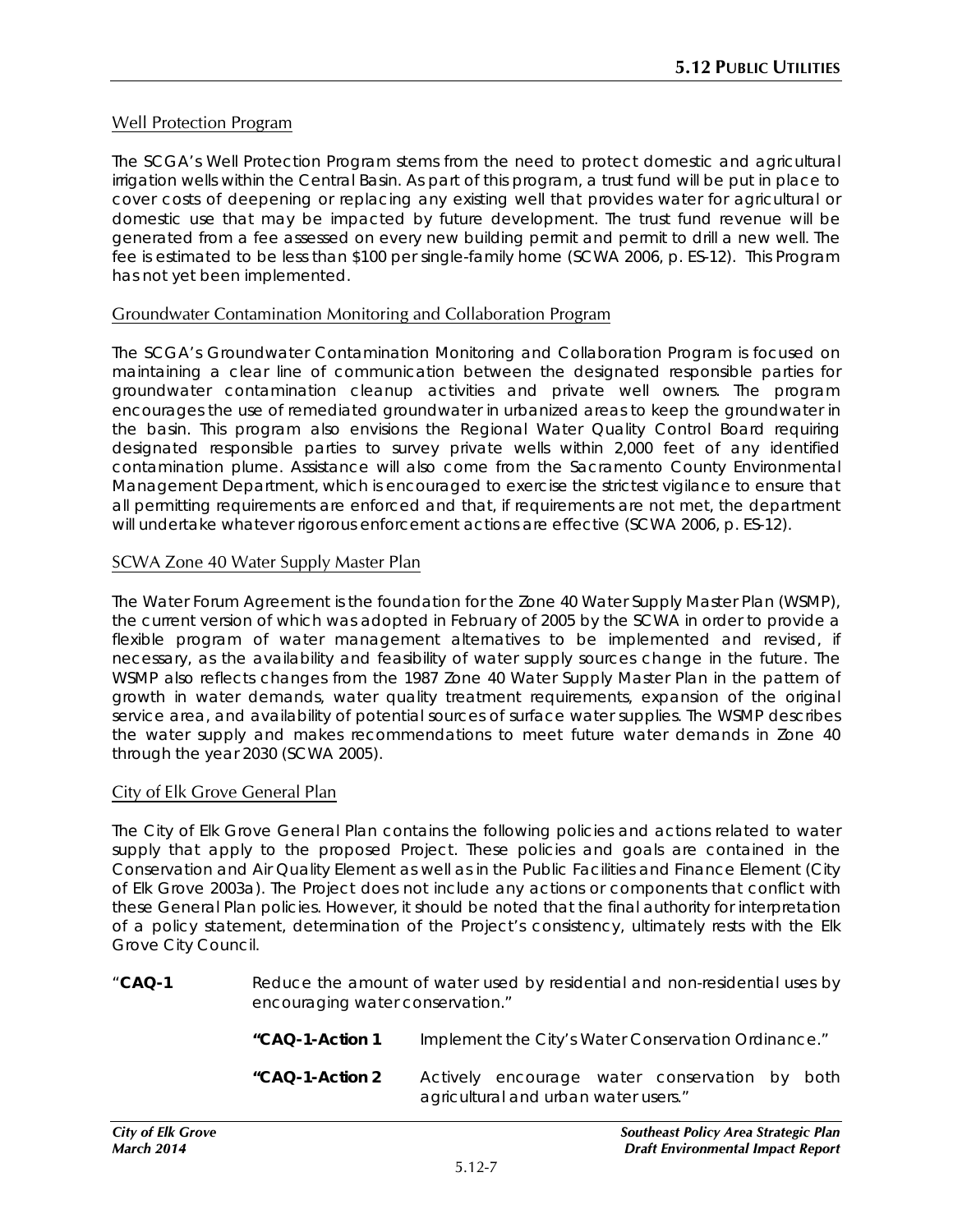### Well Protection Program

The SCGA's Well Protection Program stems from the need to protect domestic and agricultural irrigation wells within the Central Basin. As part of this program, a trust fund will be put in place to cover costs of deepening or replacing any existing well that provides water for agricultural or domestic use that may be impacted by future development. The trust fund revenue will be generated from a fee assessed on every new building permit and permit to drill a new well. The fee is estimated to be less than $100 per single-family home (SCWA 2006, p. ES-12). This Program has not yet been implemented.

### Groundwater Contamination Monitoring and Collaboration Program

The SCGA's Groundwater Contamination Monitoring and Collaboration Program is focused on maintaining a clear line of communication between the designated responsible parties for groundwater contamination cleanup activities and private well owners. The program encourages the use of remediated groundwater in urbanized areas to keep the groundwater in the basin. This program also envisions the Regional Water Quality Control Board requiring designated responsible parties to survey private wells within 2,000 feet of any identified contamination plume. Assistance will also come from the Sacramento County Environmental Management Department, which is encouraged to exercise the strictest vigilance to ensure that all permitting requirements are enforced and that, if requirements are not met, the department will undertake whatever rigorous enforcement actions are effective (SCWA 2006, p. ES-12).

### SCWA Zone 40 Water Supply Master Plan

The Water Forum Agreement is the foundation for the Zone 40 Water Supply Master Plan (WSMP), the current version of which was adopted in February of 2005 by the SCWA in order to provide a flexible program of water management alternatives to be implemented and revised, if necessary, as the availability and feasibility of water supply sources change in the future. The WSMP also reflects changes from the 1987 Zone 40 Water Supply Master Plan in the pattern of growth in water demands, water quality treatment requirements, expansion of the original service area, and availability of potential sources of surface water supplies. The WSMP describes the water supply and makes recommendations to meet future water demands in Zone 40 through the year 2030 (SCWA 2005).

### City of Elk Grove General Plan

The City of Elk Grove General Plan contains the following policies and actions related to water supply that apply to the proposed Project. These policies and goals are contained in the Conservation and Air Quality Element as well as in the Public Facilities and Finance Element (City of Elk Grove 2003a). The Project does not include any actions or components that conflict with these General Plan policies. However, it should be noted that the final authority for interpretation of a policy statement, determination of the Project's consistency, ultimately rests with the Elk Grove City Council.

"**CAQ-1** Reduce the amount of water used by residential and non-residential uses by encouraging water conservation."

> **"CAQ-1-Action 1** Implement the City's Water Conservation Ordinance."
>
> **"CAQ-1-Action 2** Actively encourage water conservation by both agricultural and urban water users."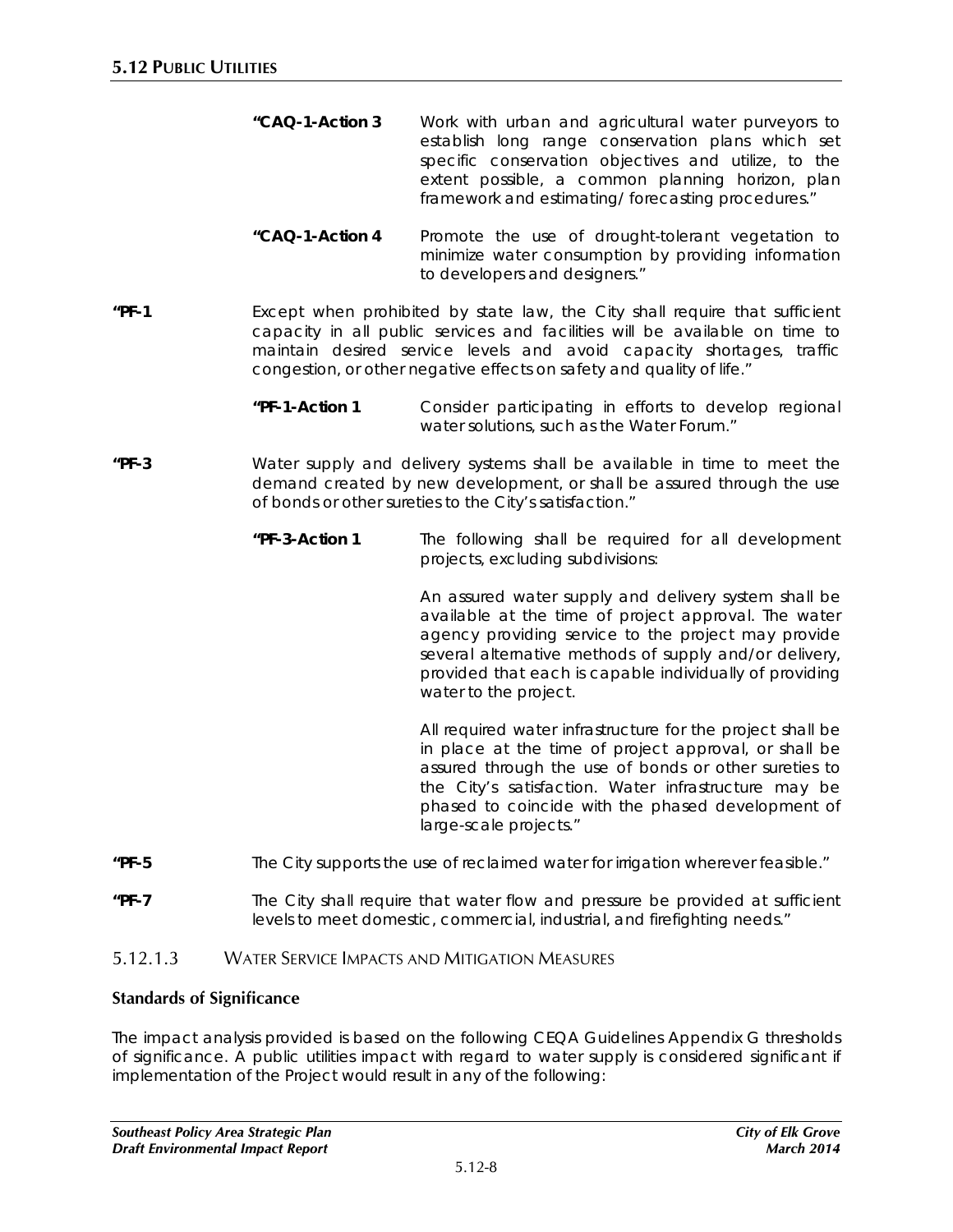**"CAQ-1-Action 3** Work with urban and agricultural water purveyors to establish long range conservation plans which set specific conservation objectives and utilize, to the extent possible, a common planning horizon, plan framework and estimating/forecasting procedures."

**"CAQ-1-Action 4** Promote the use of drought-tolerant vegetation to minimize water consumption by providing information to developers and designers."

**"PF-1** Except when prohibited by state law, the City shall require that sufficient capacity in all public services and facilities will be available on time to maintain desired service levels and avoid capacity shortages, traffic congestion, or other negative effects on safety and quality of life."

**"PF-1-Action 1** Consider participating in efforts to develop regional water solutions, such as the Water Forum."

**"PF-3** Water supply and delivery systems shall be available in time to meet the demand created by new development, or shall be assured through the use of bonds or other sureties to the City's satisfaction."

**"PF-3-Action 1** The following shall be required for all development projects, excluding subdivisions:

An assured water supply and delivery system shall be available at the time of project approval. The water agency providing service to the project may provide several alternative methods of supply and/or delivery, provided that each is capable individually of providing water to the project.

All required water infrastructure for the project shall be in place at the time of project approval, or shall be assured through the use of bonds or other sureties to the City's satisfaction. Water infrastructure may be phased to coincide with the phased development of large-scale projects."

**"PF-5** The City supports the use of reclaimed water for irrigation wherever feasible."

**"PF-7** The City shall require that water flow and pressure be provided at sufficient levels to meet domestic, commercial, industrial, and firefighting needs."

### 5.12.1.3 Water Service Impacts and Mitigation Measures

#### Standards of Significance

The impact analysis provided is based on the following CEQA Guidelines Appendix G thresholds of significance. A public utilities impact with regard to water supply is considered significant if implementation of the Project would result in any of the following: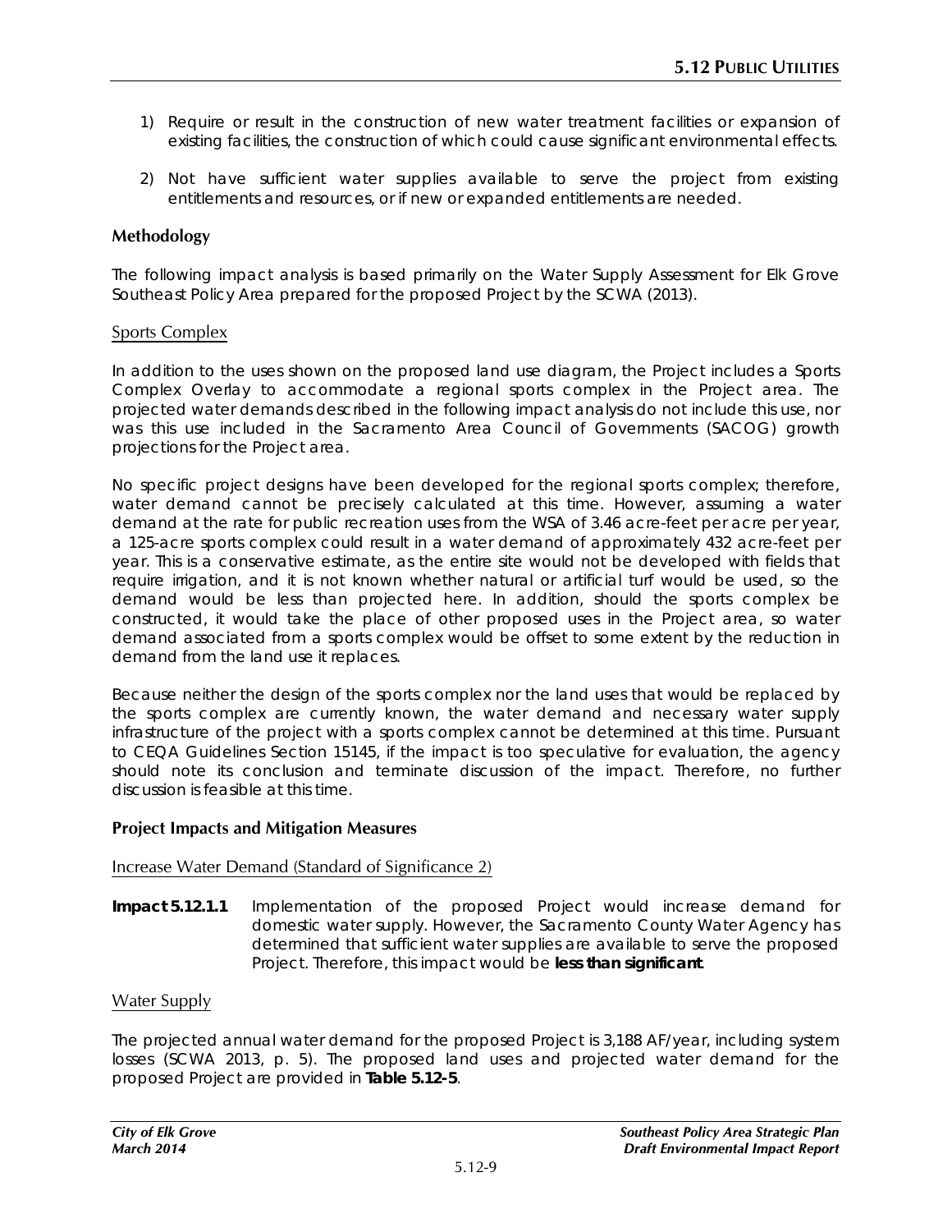1) Require or result in the construction of new water treatment facilities or expansion of existing facilities, the construction of which could cause significant environmental effects.

2) Not have sufficient water supplies available to serve the project from existing entitlements and resources, or if new or expanded entitlements are needed.

### Methodology

The following impact analysis is based primarily on the Water Supply Assessment for Elk Grove Southeast Policy Area prepared for the proposed Project by the SCWA (2013).

#### Sports Complex

In addition to the uses shown on the proposed land use diagram, the Project includes a Sports Complex Overlay to accommodate a regional sports complex in the Project area. The projected water demands described in the following impact analysis do not include this use, nor was this use included in the Sacramento Area Council of Governments (SACOG) growth projections for the Project area.

No specific project designs have been developed for the regional sports complex; therefore, water demand cannot be precisely calculated at this time. However, assuming a water demand at the rate for public recreation uses from the WSA of 3.46 acre-feet per acre per year, a 125-acre sports complex could result in a water demand of approximately 432 acre-feet per year. This is a conservative estimate, as the entire site would not be developed with fields that require irrigation, and it is not known whether natural or artificial turf would be used, so the demand would be less than projected here. In addition, should the sports complex be constructed, it would take the place of other proposed uses in the Project area, so water demand associated from a sports complex would be offset to some extent by the reduction in demand from the land use it replaces.

Because neither the design of the sports complex nor the land uses that would be replaced by the sports complex are currently known, the water demand and necessary water supply infrastructure of the project with a sports complex cannot be determined at this time. Pursuant to CEQA Guidelines Section 15145, if the impact is too speculative for evaluation, the agency should note its conclusion and terminate discussion of the impact. Therefore, no further discussion is feasible at this time.

### Project Impacts and Mitigation Measures

#### Increase Water Demand (Standard of Significance 2)

**Impact 5.12.1.1** Implementation of the proposed Project would increase demand for domestic water supply. However, the Sacramento County Water Agency has determined that sufficient water supplies are available to serve the proposed Project. Therefore, this impact would be **less than significant**.

#### Water Supply

The projected annual water demand for the proposed Project is 3,188 AF/year, including system losses (SCWA 2013, p. 5). The proposed land uses and projected water demand for the proposed Project are provided in **Table 5.12-5**.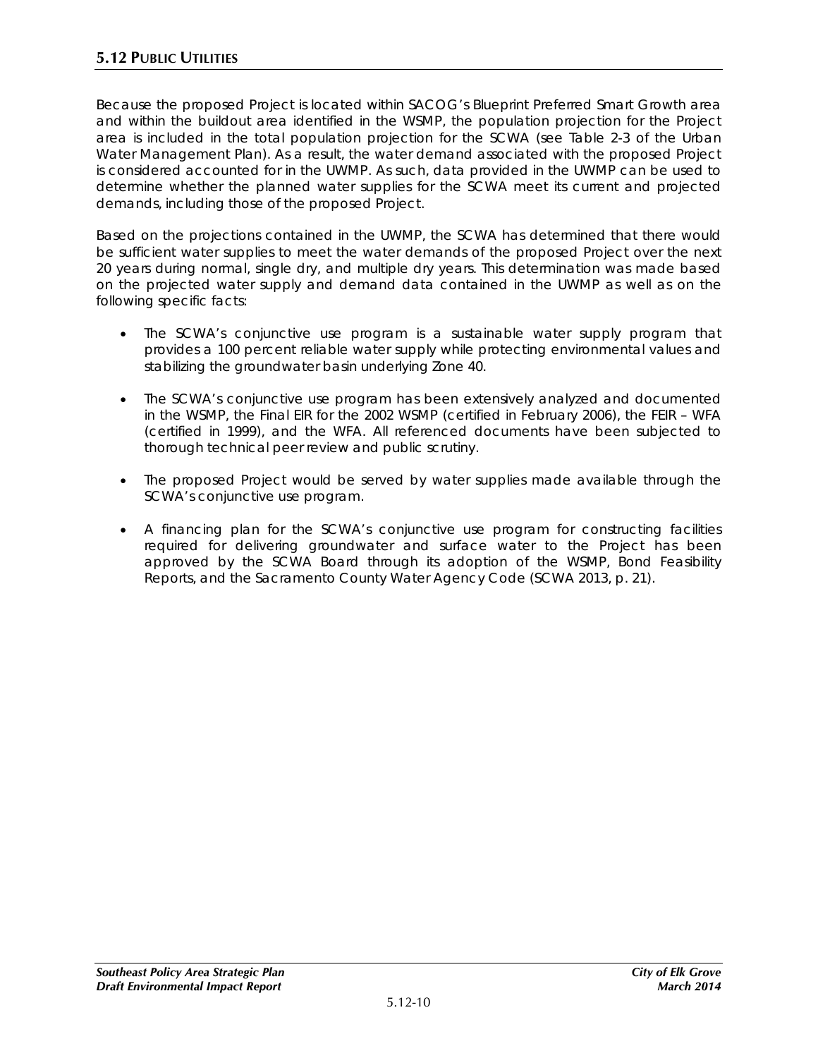Because the proposed Project is located within SACOG's Blueprint Preferred Smart Growth area and within the buildout area identified in the WSMP, the population projection for the Project area is included in the total population projection for the SCWA (see Table 2-3 of the Urban Water Management Plan). As a result, the water demand associated with the proposed Project is considered accounted for in the UWMP. As such, data provided in the UWMP can be used to determine whether the planned water supplies for the SCWA meet its current and projected demands, including those of the proposed Project.

Based on the projections contained in the UWMP, the SCWA has determined that there would be sufficient water supplies to meet the water demands of the proposed Project over the next 20 years during normal, single dry, and multiple dry years. This determination was made based on the projected water supply and demand data contained in the UWMP as well as on the following specific facts:

- The SCWA's conjunctive use program is a sustainable water supply program that provides a 100 percent reliable water supply while protecting environmental values and stabilizing the groundwater basin underlying Zone 40.
- The SCWA's conjunctive use program has been extensively analyzed and documented in the WSMP, the Final EIR for the 2002 WSMP (certified in February 2006), the FEIR – WFA (certified in 1999), and the WFA. All referenced documents have been subjected to thorough technical peer review and public scrutiny.
- The proposed Project would be served by water supplies made available through the SCWA's conjunctive use program.
- A financing plan for the SCWA's conjunctive use program for constructing facilities required for delivering groundwater and surface water to the Project has been approved by the SCWA Board through its adoption of the WSMP, Bond Feasibility Reports, and the Sacramento County Water Agency Code (SCWA 2013, p. 21).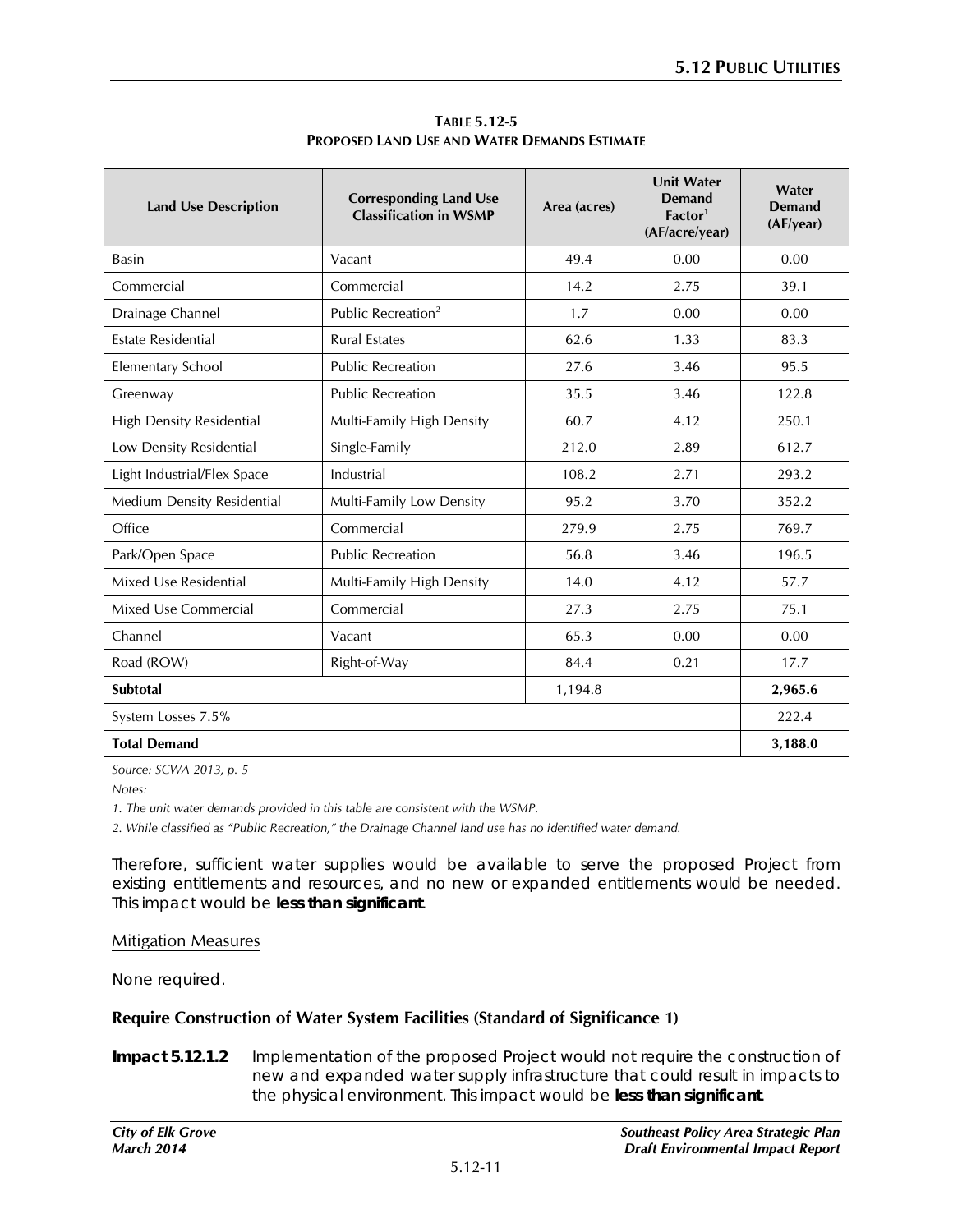**TABLE 5.12-5**
**PROPOSED LAND USE AND WATER DEMANDS ESTIMATE**

| Land Use Description | Corresponding Land Use Classification in WSMP | Area (acres) | Unit Water Demand Factor[1] (AF/acre/year) | Water Demand (AF/year) |
|---|---|---|---|---|
| Basin | Vacant | 49.4 | 0.00 | 0.00 |
| Commercial | Commercial | 14.2 | 2.75 | 39.1 |
| Drainage Channel | Public Recreation[2] | 1.7 | 0.00 | 0.00 |
| Estate Residential | Rural Estates | 62.6 | 1.33 | 83.3 |
| Elementary School | Public Recreation | 27.6 | 3.46 | 95.5 |
| Greenway | Public Recreation | 35.5 | 3.46 | 122.8 |
| High Density Residential | Multi-Family High Density | 60.7 | 4.12 | 250.1 |
| Low Density Residential | Single-Family | 212.0 | 2.89 | 612.7 |
| Light Industrial/Flex Space | Industrial | 108.2 | 2.71 | 293.2 |
| Medium Density Residential | Multi-Family Low Density | 95.2 | 3.70 | 352.2 |
| Office | Commercial | 279.9 | 2.75 | 769.7 |
| Park/Open Space | Public Recreation | 56.8 | 3.46 | 196.5 |
| Mixed Use Residential | Multi-Family High Density | 14.0 | 4.12 | 57.7 |
| Mixed Use Commercial | Commercial | 27.3 | 2.75 | 75.1 |
| Channel | Vacant | 65.3 | 0.00 | 0.00 |
| Road (ROW) | Right-of-Way | 84.4 | 0.21 | 17.7 |
| **Subtotal** | | 1,194.8 | | **2,965.6** |
| System Losses 7.5% | | | | 222.4 |
| **Total Demand** | | | | **3,188.0** |

*Source: SCWA 2013, p. 5*

*Notes:*

*1. The unit water demands provided in this table are consistent with the WSMP.*

*2. While classified as "Public Recreation," the Drainage Channel land use has no identified water demand.*

Therefore, sufficient water supplies would be available to serve the proposed Project from existing entitlements and resources, and no new or expanded entitlements would be needed. This impact would be **less than significant**.

Mitigation Measures

None required.

**Require Construction of Water System Facilities (Standard of Significance 1)**

**Impact 5.12.1.2** Implementation of the proposed Project would not require the construction of new and expanded water supply infrastructure that could result in impacts to the physical environment. This impact would be **less than significant**.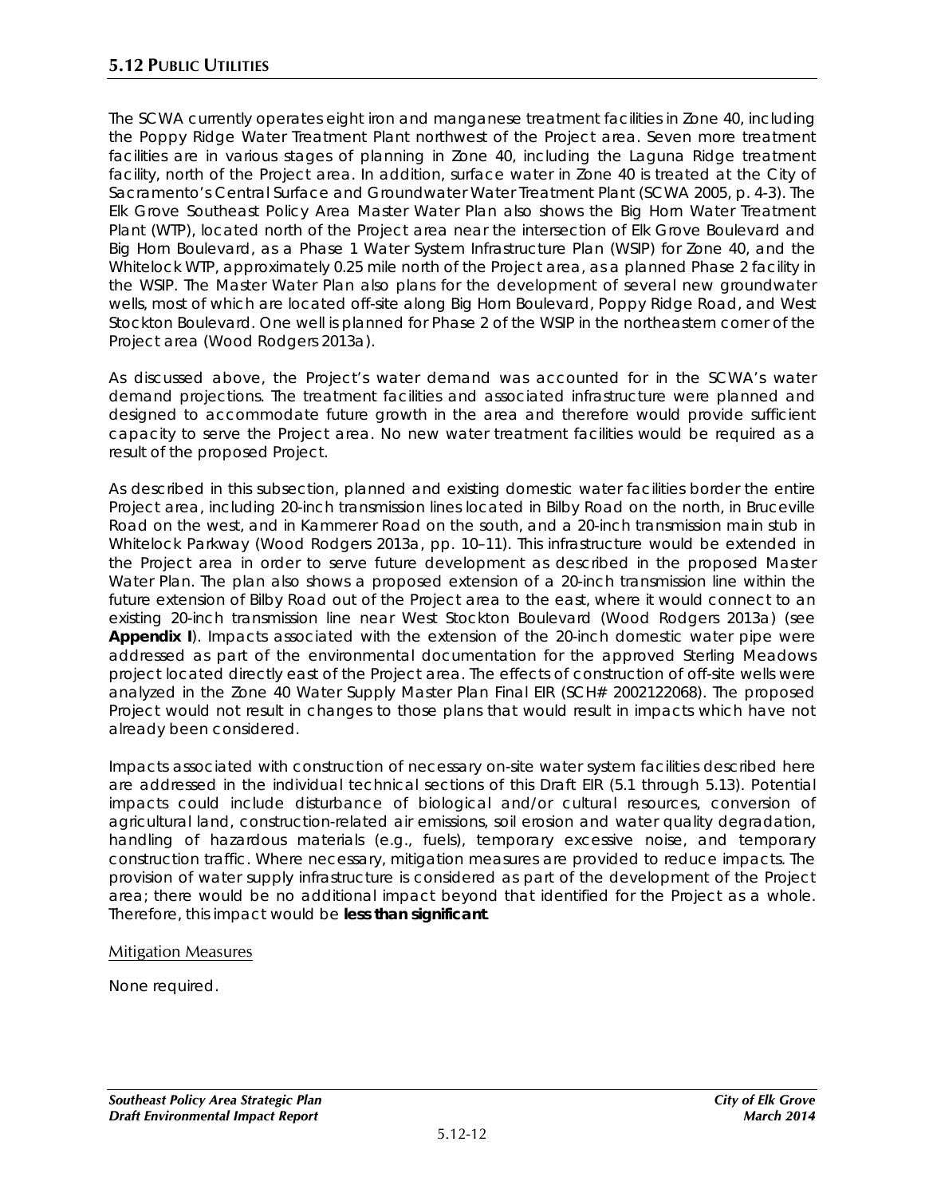The SCWA currently operates eight iron and manganese treatment facilities in Zone 40, including the Poppy Ridge Water Treatment Plant northwest of the Project area. Seven more treatment facilities are in various stages of planning in Zone 40, including the Laguna Ridge treatment facility, north of the Project area. In addition, surface water in Zone 40 is treated at the City of Sacramento's Central Surface and Groundwater Water Treatment Plant (SCWA 2005, p. 4-3). The Elk Grove Southeast Policy Area Master Water Plan also shows the Big Horn Water Treatment Plant (WTP), located north of the Project area near the intersection of Elk Grove Boulevard and Big Horn Boulevard, as a Phase 1 Water System Infrastructure Plan (WSIP) for Zone 40, and the Whitelock WTP, approximately 0.25 mile north of the Project area, as a planned Phase 2 facility in the WSIP. The Master Water Plan also plans for the development of several new groundwater wells, most of which are located off-site along Big Horn Boulevard, Poppy Ridge Road, and West Stockton Boulevard. One well is planned for Phase 2 of the WSIP in the northeastern corner of the Project area (Wood Rodgers 2013a).

As discussed above, the Project's water demand was accounted for in the SCWA's water demand projections. The treatment facilities and associated infrastructure were planned and designed to accommodate future growth in the area and therefore would provide sufficient capacity to serve the Project area. No new water treatment facilities would be required as a result of the proposed Project.

As described in this subsection, planned and existing domestic water facilities border the entire Project area, including 20-inch transmission lines located in Bilby Road on the north, in Bruceville Road on the west, and in Kammerer Road on the south, and a 20-inch transmission main stub in Whitelock Parkway (Wood Rodgers 2013a, pp. 10–11). This infrastructure would be extended in the Project area in order to serve future development as described in the proposed Master Water Plan. The plan also shows a proposed extension of a 20-inch transmission line within the future extension of Bilby Road out of the Project area to the east, where it would connect to an existing 20-inch transmission line near West Stockton Boulevard (Wood Rodgers 2013a) (see **Appendix I**). Impacts associated with the extension of the 20-inch domestic water pipe were addressed as part of the environmental documentation for the approved Sterling Meadows project located directly east of the Project area. The effects of construction of off-site wells were analyzed in the Zone 40 Water Supply Master Plan Final EIR (SCH# 2002122068). The proposed Project would not result in changes to those plans that would result in impacts which have not already been considered.

Impacts associated with construction of necessary on-site water system facilities described here are addressed in the individual technical sections of this Draft EIR (5.1 through 5.13). Potential impacts could include disturbance of biological and/or cultural resources, conversion of agricultural land, construction-related air emissions, soil erosion and water quality degradation, handling of hazardous materials (e.g., fuels), temporary excessive noise, and temporary construction traffic. Where necessary, mitigation measures are provided to reduce impacts. The provision of water supply infrastructure is considered as part of the development of the Project area; there would be no additional impact beyond that identified for the Project as a whole. Therefore, this impact would be **less than significant**.

#### Mitigation Measures

None required.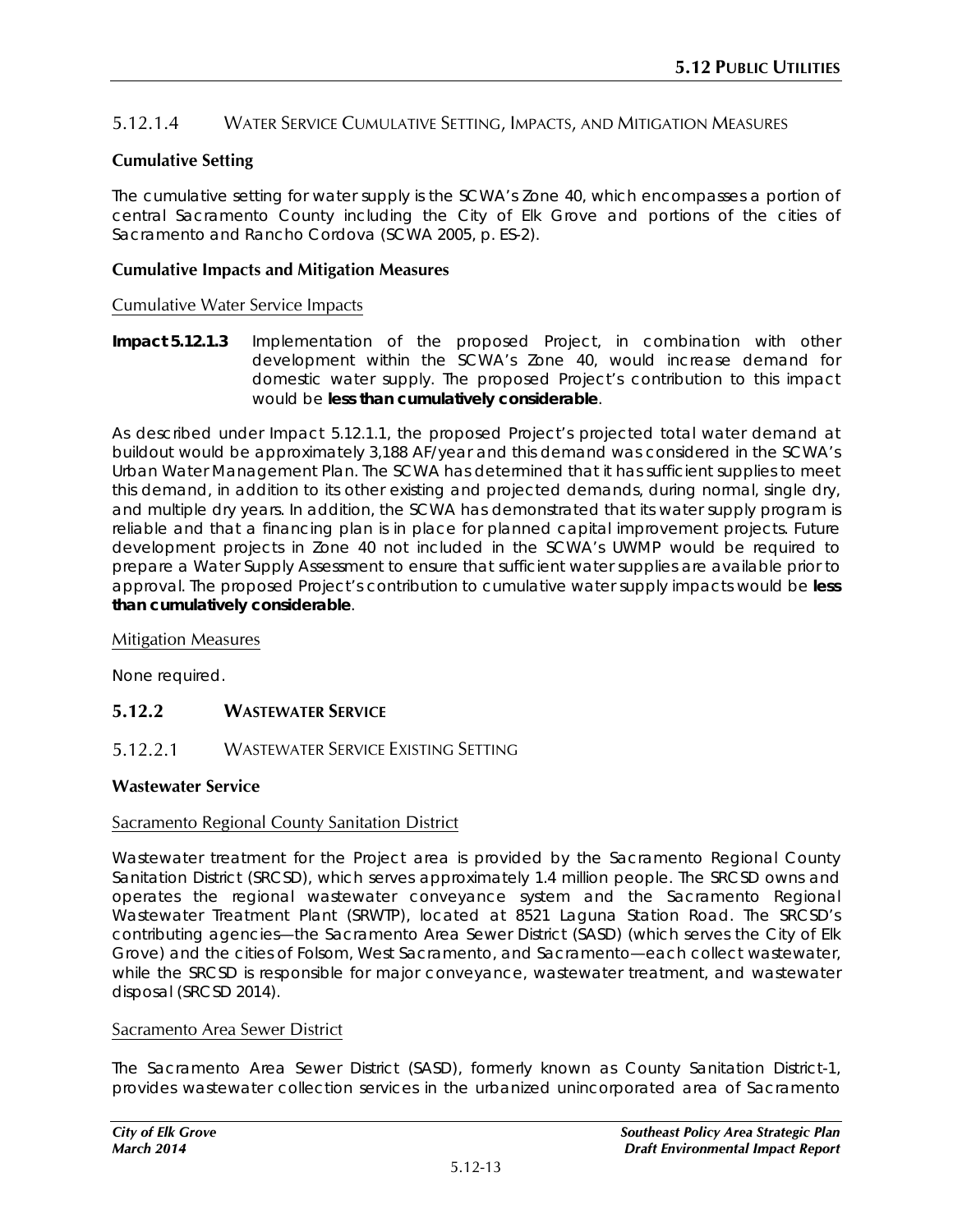### 5.12.1.4 Water Service Cumulative Setting, Impacts, and Mitigation Measures

**Cumulative Setting**

The cumulative setting for water supply is the SCWA's Zone 40, which encompasses a portion of central Sacramento County including the City of Elk Grove and portions of the cities of Sacramento and Rancho Cordova (SCWA 2005, p. ES-2).

**Cumulative Impacts and Mitigation Measures**

Cumulative Water Service Impacts

**Impact 5.12.1.3** Implementation of the proposed Project, in combination with other development within the SCWA's Zone 40, would increase demand for domestic water supply. The proposed Project's contribution to this impact would be **less than cumulatively considerable**.

As described under Impact 5.12.1.1, the proposed Project's projected total water demand at buildout would be approximately 3,188 AF/year and this demand was considered in the SCWA's Urban Water Management Plan. The SCWA has determined that it has sufficient supplies to meet this demand, in addition to its other existing and projected demands, during normal, single dry, and multiple dry years. In addition, the SCWA has demonstrated that its water supply program is reliable and that a financing plan is in place for planned capital improvement projects. Future development projects in Zone 40 not included in the SCWA's UWMP would be required to prepare a Water Supply Assessment to ensure that sufficient water supplies are available prior to approval. The proposed Project's contribution to cumulative water supply impacts would be **less than cumulatively considerable**.

Mitigation Measures

None required.

## 5.12.2 Wastewater Service

### 5.12.2.1 Wastewater Service Existing Setting

**Wastewater Service**

Sacramento Regional County Sanitation District

Wastewater treatment for the Project area is provided by the Sacramento Regional County Sanitation District (SRCSD), which serves approximately 1.4 million people. The SRCSD owns and operates the regional wastewater conveyance system and the Sacramento Regional Wastewater Treatment Plant (SRWTP), located at 8521 Laguna Station Road. The SRCSD's contributing agencies—the Sacramento Area Sewer District (SASD) (which serves the City of Elk Grove) and the cities of Folsom, West Sacramento, and Sacramento—each collect wastewater, while the SRCSD is responsible for major conveyance, wastewater treatment, and wastewater disposal (SRCSD 2014).

Sacramento Area Sewer District

The Sacramento Area Sewer District (SASD), formerly known as County Sanitation District-1, provides wastewater collection services in the urbanized unincorporated area of Sacramento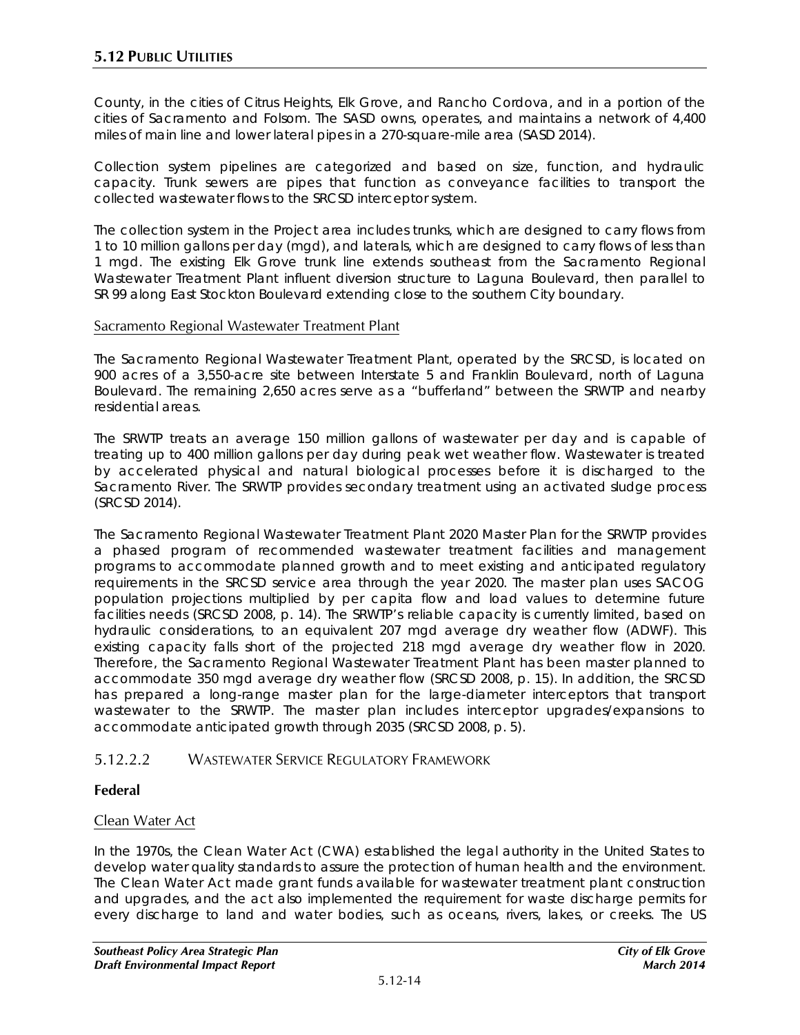County, in the cities of Citrus Heights, Elk Grove, and Rancho Cordova, and in a portion of the cities of Sacramento and Folsom. The SASD owns, operates, and maintains a network of 4,400 miles of main line and lower lateral pipes in a 270-square-mile area (SASD 2014).

Collection system pipelines are categorized and based on size, function, and hydraulic capacity. Trunk sewers are pipes that function as conveyance facilities to transport the collected wastewater flows to the SRCSD interceptor system.

The collection system in the Project area includes trunks, which are designed to carry flows from 1 to 10 million gallons per day (mgd), and laterals, which are designed to carry flows of less than 1 mgd. The existing Elk Grove trunk line extends southeast from the Sacramento Regional Wastewater Treatment Plant influent diversion structure to Laguna Boulevard, then parallel to SR 99 along East Stockton Boulevard extending close to the southern City boundary.

Sacramento Regional Wastewater Treatment Plant

The Sacramento Regional Wastewater Treatment Plant, operated by the SRCSD, is located on 900 acres of a 3,550-acre site between Interstate 5 and Franklin Boulevard, north of Laguna Boulevard. The remaining 2,650 acres serve as a "bufferland" between the SRWTP and nearby residential areas.

The SRWTP treats an average 150 million gallons of wastewater per day and is capable of treating up to 400 million gallons per day during peak wet weather flow. Wastewater is treated by accelerated physical and natural biological processes before it is discharged to the Sacramento River. The SRWTP provides secondary treatment using an activated sludge process (SRCSD 2014).

The Sacramento Regional Wastewater Treatment Plant 2020 Master Plan for the SRWTP provides a phased program of recommended wastewater treatment facilities and management programs to accommodate planned growth and to meet existing and anticipated regulatory requirements in the SRCSD service area through the year 2020. The master plan uses SACOG population projections multiplied by per capita flow and load values to determine future facilities needs (SRCSD 2008, p. 14). The SRWTP's reliable capacity is currently limited, based on hydraulic considerations, to an equivalent 207 mgd average dry weather flow (ADWF). This existing capacity falls short of the projected 218 mgd average dry weather flow in 2020. Therefore, the Sacramento Regional Wastewater Treatment Plant has been master planned to accommodate 350 mgd average dry weather flow (SRCSD 2008, p. 15). In addition, the SRCSD has prepared a long-range master plan for the large-diameter interceptors that transport wastewater to the SRWTP. The master plan includes interceptor upgrades/expansions to accommodate anticipated growth through 2035 (SRCSD 2008, p. 5).

### 5.12.2.2 WASTEWATER SERVICE REGULATORY FRAMEWORK

**Federal**

Clean Water Act

In the 1970s, the Clean Water Act (CWA) established the legal authority in the United States to develop water quality standards to assure the protection of human health and the environment. The Clean Water Act made grant funds available for wastewater treatment plant construction and upgrades, and the act also implemented the requirement for waste discharge permits for every discharge to land and water bodies, such as oceans, rivers, lakes, or creeks. The US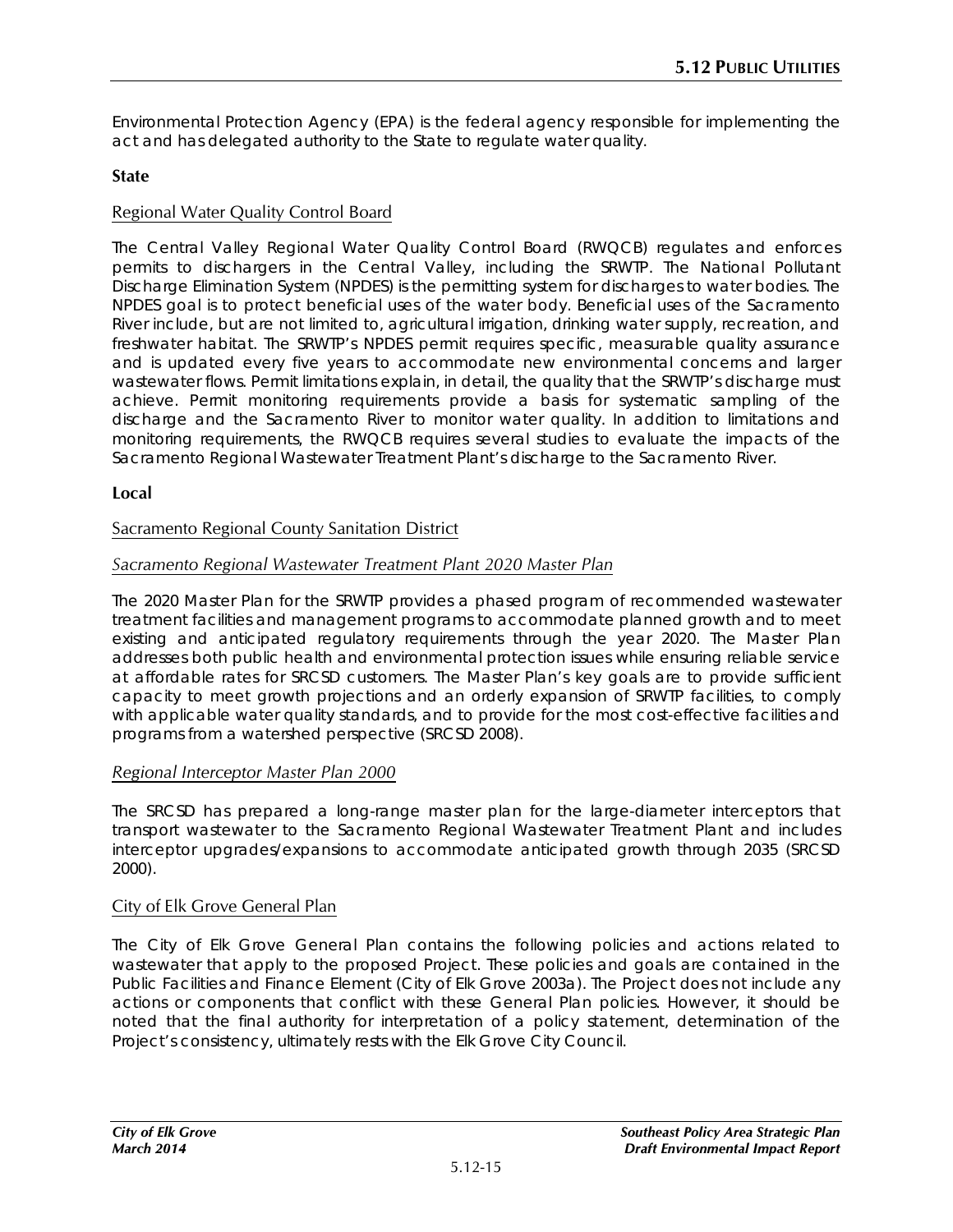Environmental Protection Agency (EPA) is the federal agency responsible for implementing the act and has delegated authority to the State to regulate water quality.

**State**

Regional Water Quality Control Board

The Central Valley Regional Water Quality Control Board (RWQCB) regulates and enforces permits to dischargers in the Central Valley, including the SRWTP. The National Pollutant Discharge Elimination System (NPDES) is the permitting system for discharges to water bodies. The NPDES goal is to protect beneficial uses of the water body. Beneficial uses of the Sacramento River include, but are not limited to, agricultural irrigation, drinking water supply, recreation, and freshwater habitat. The SRWTP's NPDES permit requires specific, measurable quality assurance and is updated every five years to accommodate new environmental concerns and larger wastewater flows. Permit limitations explain, in detail, the quality that the SRWTP's discharge must achieve. Permit monitoring requirements provide a basis for systematic sampling of the discharge and the Sacramento River to monitor water quality. In addition to limitations and monitoring requirements, the RWQCB requires several studies to evaluate the impacts of the Sacramento Regional Wastewater Treatment Plant's discharge to the Sacramento River.

**Local**

Sacramento Regional County Sanitation District

*Sacramento Regional Wastewater Treatment Plant 2020 Master Plan*

The 2020 Master Plan for the SRWTP provides a phased program of recommended wastewater treatment facilities and management programs to accommodate planned growth and to meet existing and anticipated regulatory requirements through the year 2020. The Master Plan addresses both public health and environmental protection issues while ensuring reliable service at affordable rates for SRCSD customers. The Master Plan's key goals are to provide sufficient capacity to meet growth projections and an orderly expansion of SRWTP facilities, to comply with applicable water quality standards, and to provide for the most cost-effective facilities and programs from a watershed perspective (SRCSD 2008).

*Regional Interceptor Master Plan 2000*

The SRCSD has prepared a long-range master plan for the large-diameter interceptors that transport wastewater to the Sacramento Regional Wastewater Treatment Plant and includes interceptor upgrades/expansions to accommodate anticipated growth through 2035 (SRCSD 2000).

City of Elk Grove General Plan

The City of Elk Grove General Plan contains the following policies and actions related to wastewater that apply to the proposed Project. These policies and goals are contained in the Public Facilities and Finance Element (City of Elk Grove 2003a). The Project does not include any actions or components that conflict with these General Plan policies. However, it should be noted that the final authority for interpretation of a policy statement, determination of the Project's consistency, ultimately rests with the Elk Grove City Council.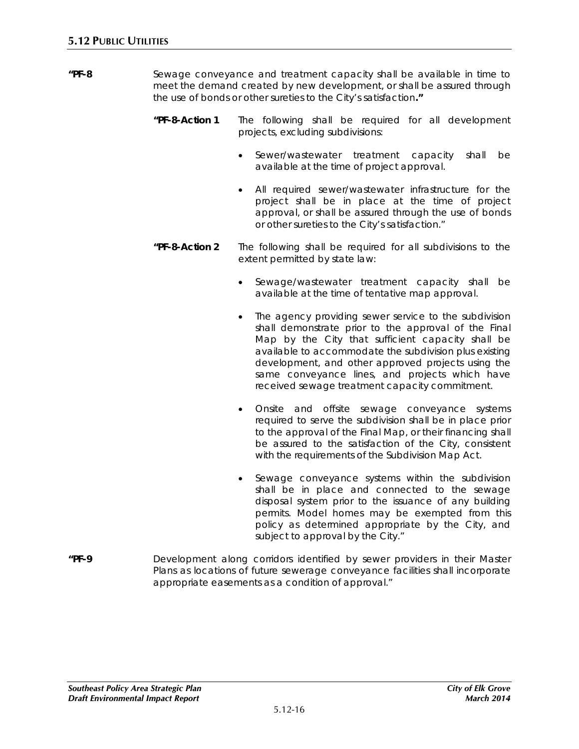**"PF-8** Sewage conveyance and treatment capacity shall be available in time to meet the demand created by new development, or shall be assured through the use of bonds or other sureties to the City's satisfaction**."**

**"PF-8-Action 1** The following shall be required for all development projects, excluding subdivisions:

- Sewer/wastewater treatment capacity shall be available at the time of project approval.
- All required sewer/wastewater infrastructure for the project shall be in place at the time of project approval, or shall be assured through the use of bonds or other sureties to the City's satisfaction."

**"PF-8-Action 2** The following shall be required for all subdivisions to the extent permitted by state law:

- Sewage/wastewater treatment capacity shall be available at the time of tentative map approval.
- The agency providing sewer service to the subdivision shall demonstrate prior to the approval of the Final Map by the City that sufficient capacity shall be available to accommodate the subdivision plus existing development, and other approved projects using the same conveyance lines, and projects which have received sewage treatment capacity commitment.
- Onsite and offsite sewage conveyance systems required to serve the subdivision shall be in place prior to the approval of the Final Map, or their financing shall be assured to the satisfaction of the City, consistent with the requirements of the Subdivision Map Act.
- Sewage conveyance systems within the subdivision shall be in place and connected to the sewage disposal system prior to the issuance of any building permits. Model homes may be exempted from this policy as determined appropriate by the City, and subject to approval by the City."

**"PF-9** Development along corridors identified by sewer providers in their Master Plans as locations of future sewerage conveyance facilities shall incorporate appropriate easements as a condition of approval."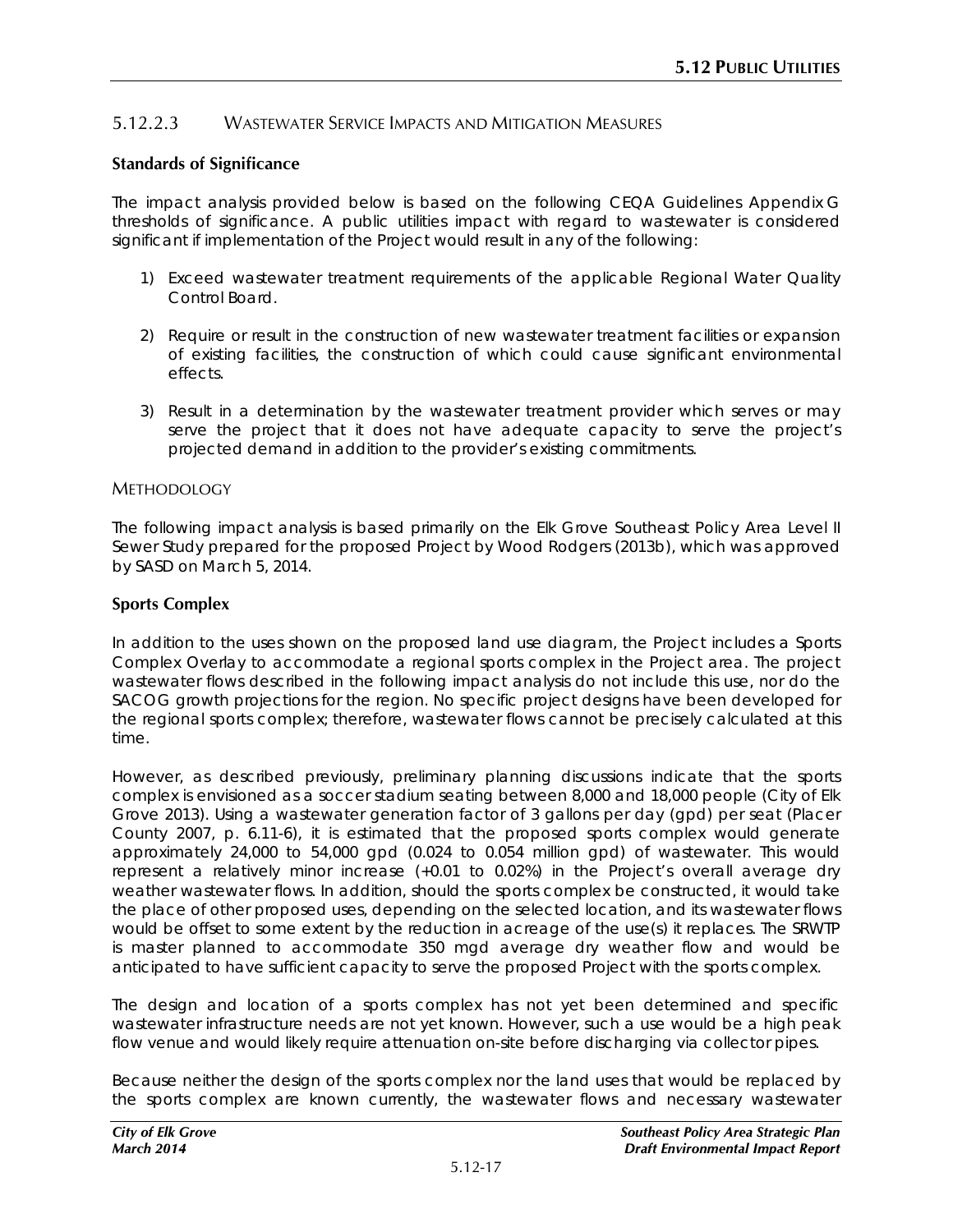### 5.12.2.3 WASTEWATER SERVICE IMPACTS AND MITIGATION MEASURES

**Standards of Significance**

The impact analysis provided below is based on the following CEQA Guidelines Appendix G thresholds of significance. A public utilities impact with regard to wastewater is considered significant if implementation of the Project would result in any of the following:

1) Exceed wastewater treatment requirements of the applicable Regional Water Quality Control Board.

2) Require or result in the construction of new wastewater treatment facilities or expansion of existing facilities, the construction of which could cause significant environmental effects.

3) Result in a determination by the wastewater treatment provider which serves or may serve the project that it does not have adequate capacity to serve the project's projected demand in addition to the provider's existing commitments.

METHODOLOGY

The following impact analysis is based primarily on the Elk Grove Southeast Policy Area Level II Sewer Study prepared for the proposed Project by Wood Rodgers (2013b), which was approved by SASD on March 5, 2014.

**Sports Complex**

In addition to the uses shown on the proposed land use diagram, the Project includes a Sports Complex Overlay to accommodate a regional sports complex in the Project area. The project wastewater flows described in the following impact analysis do not include this use, nor do the SACOG growth projections for the region. No specific project designs have been developed for the regional sports complex; therefore, wastewater flows cannot be precisely calculated at this time.

However, as described previously, preliminary planning discussions indicate that the sports complex is envisioned as a soccer stadium seating between 8,000 and 18,000 people (City of Elk Grove 2013). Using a wastewater generation factor of 3 gallons per day (gpd) per seat (Placer County 2007, p. 6.11-6), it is estimated that the proposed sports complex would generate approximately 24,000 to 54,000 gpd (0.024 to 0.054 million gpd) of wastewater. This would represent a relatively minor increase (+0.01 to 0.02%) in the Project's overall average dry weather wastewater flows. In addition, should the sports complex be constructed, it would take the place of other proposed uses, depending on the selected location, and its wastewater flows would be offset to some extent by the reduction in acreage of the use(s) it replaces. The SRWTP is master planned to accommodate 350 mgd average dry weather flow and would be anticipated to have sufficient capacity to serve the proposed Project with the sports complex.

The design and location of a sports complex has not yet been determined and specific wastewater infrastructure needs are not yet known. However, such a use would be a high peak flow venue and would likely require attenuation on-site before discharging via collector pipes.

Because neither the design of the sports complex nor the land uses that would be replaced by the sports complex are known currently, the wastewater flows and necessary wastewater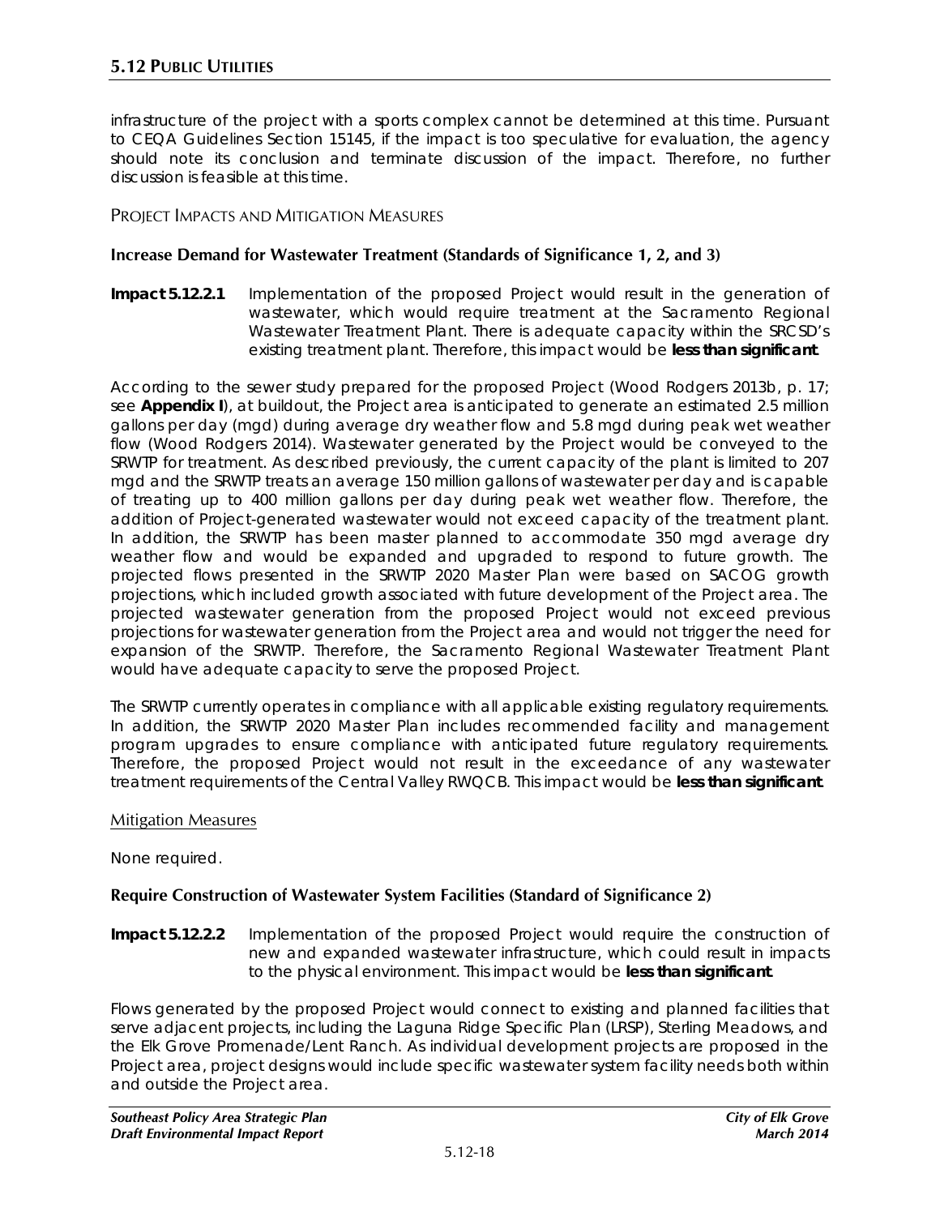infrastructure of the project with a sports complex cannot be determined at this time. Pursuant to CEQA Guidelines Section 15145, if the impact is too speculative for evaluation, the agency should note its conclusion and terminate discussion of the impact. Therefore, no further discussion is feasible at this time.

### PROJECT IMPACTS AND MITIGATION MEASURES

#### Increase Demand for Wastewater Treatment (Standards of Significance 1, 2, and 3)

**Impact 5.12.2.1** Implementation of the proposed Project would result in the generation of wastewater, which would require treatment at the Sacramento Regional Wastewater Treatment Plant. There is adequate capacity within the SRCSD's existing treatment plant. Therefore, this impact would be **less than significant**.

According to the sewer study prepared for the proposed Project (Wood Rodgers 2013b, p. 17; see **Appendix I**), at buildout, the Project area is anticipated to generate an estimated 2.5 million gallons per day (mgd) during average dry weather flow and 5.8 mgd during peak wet weather flow (Wood Rodgers 2014). Wastewater generated by the Project would be conveyed to the SRWTP for treatment. As described previously, the current capacity of the plant is limited to 207 mgd and the SRWTP treats an average 150 million gallons of wastewater per day and is capable of treating up to 400 million gallons per day during peak wet weather flow. Therefore, the addition of Project-generated wastewater would not exceed capacity of the treatment plant. In addition, the SRWTP has been master planned to accommodate 350 mgd average dry weather flow and would be expanded and upgraded to respond to future growth. The projected flows presented in the SRWTP 2020 Master Plan were based on SACOG growth projections, which included growth associated with future development of the Project area. The projected wastewater generation from the proposed Project would not exceed previous projections for wastewater generation from the Project area and would not trigger the need for expansion of the SRWTP. Therefore, the Sacramento Regional Wastewater Treatment Plant would have adequate capacity to serve the proposed Project.

The SRWTP currently operates in compliance with all applicable existing regulatory requirements. In addition, the SRWTP 2020 Master Plan includes recommended facility and management program upgrades to ensure compliance with anticipated future regulatory requirements. Therefore, the proposed Project would not result in the exceedance of any wastewater treatment requirements of the Central Valley RWQCB. This impact would be **less than significant**.

Mitigation Measures

None required.

#### Require Construction of Wastewater System Facilities (Standard of Significance 2)

**Impact 5.12.2.2** Implementation of the proposed Project would require the construction of new and expanded wastewater infrastructure, which could result in impacts to the physical environment. This impact would be **less than significant**.

Flows generated by the proposed Project would connect to existing and planned facilities that serve adjacent projects, including the Laguna Ridge Specific Plan (LRSP), Sterling Meadows, and the Elk Grove Promenade/Lent Ranch. As individual development projects are proposed in the Project area, project designs would include specific wastewater system facility needs both within and outside the Project area.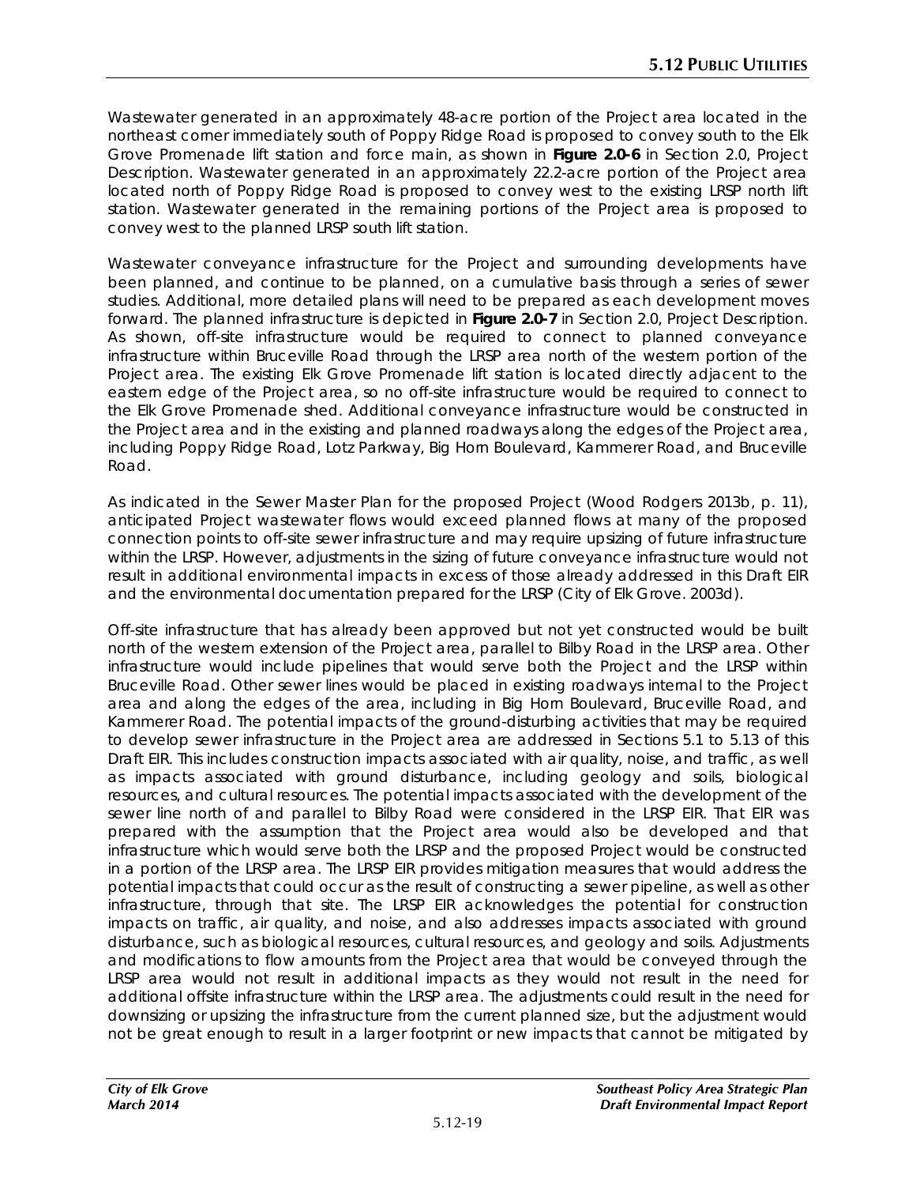Wastewater generated in an approximately 48-acre portion of the Project area located in the northeast corner immediately south of Poppy Ridge Road is proposed to convey south to the Elk Grove Promenade lift station and force main, as shown in **Figure 2.0-6** in Section 2.0, Project Description. Wastewater generated in an approximately 22.2-acre portion of the Project area located north of Poppy Ridge Road is proposed to convey west to the existing LRSP north lift station. Wastewater generated in the remaining portions of the Project area is proposed to convey west to the planned LRSP south lift station.

Wastewater conveyance infrastructure for the Project and surrounding developments have been planned, and continue to be planned, on a cumulative basis through a series of sewer studies. Additional, more detailed plans will need to be prepared as each development moves forward. The planned infrastructure is depicted in **Figure 2.0-7** in Section 2.0, Project Description. As shown, off-site infrastructure would be required to connect to planned conveyance infrastructure within Bruceville Road through the LRSP area north of the western portion of the Project area. The existing Elk Grove Promenade lift station is located directly adjacent to the eastern edge of the Project area, so no off-site infrastructure would be required to connect to the Elk Grove Promenade shed. Additional conveyance infrastructure would be constructed in the Project area and in the existing and planned roadways along the edges of the Project area, including Poppy Ridge Road, Lotz Parkway, Big Horn Boulevard, Kammerer Road, and Bruceville Road.

As indicated in the Sewer Master Plan for the proposed Project (Wood Rodgers 2013b, p. 11), anticipated Project wastewater flows would exceed planned flows at many of the proposed connection points to off-site sewer infrastructure and may require upsizing of future infrastructure within the LRSP. However, adjustments in the sizing of future conveyance infrastructure would not result in additional environmental impacts in excess of those already addressed in this Draft EIR and the environmental documentation prepared for the LRSP (City of Elk Grove. 2003d).

Off-site infrastructure that has already been approved but not yet constructed would be built north of the western extension of the Project area, parallel to Bilby Road in the LRSP area. Other infrastructure would include pipelines that would serve both the Project and the LRSP within Bruceville Road. Other sewer lines would be placed in existing roadways internal to the Project area and along the edges of the area, including in Big Horn Boulevard, Bruceville Road, and Kammerer Road. The potential impacts of the ground-disturbing activities that may be required to develop sewer infrastructure in the Project area are addressed in Sections 5.1 to 5.13 of this Draft EIR. This includes construction impacts associated with air quality, noise, and traffic, as well as impacts associated with ground disturbance, including geology and soils, biological resources, and cultural resources. The potential impacts associated with the development of the sewer line north of and parallel to Bilby Road were considered in the LRSP EIR. That EIR was prepared with the assumption that the Project area would also be developed and that infrastructure which would serve both the LRSP and the proposed Project would be constructed in a portion of the LRSP area. The LRSP EIR provides mitigation measures that would address the potential impacts that could occur as the result of constructing a sewer pipeline, as well as other infrastructure, through that site. The LRSP EIR acknowledges the potential for construction impacts on traffic, air quality, and noise, and also addresses impacts associated with ground disturbance, such as biological resources, cultural resources, and geology and soils. Adjustments and modifications to flow amounts from the Project area that would be conveyed through the LRSP area would not result in additional impacts as they would not result in the need for additional offsite infrastructure within the LRSP area. The adjustments could result in the need for downsizing or upsizing the infrastructure from the current planned size, but the adjustment would not be great enough to result in a larger footprint or new impacts that cannot be mitigated by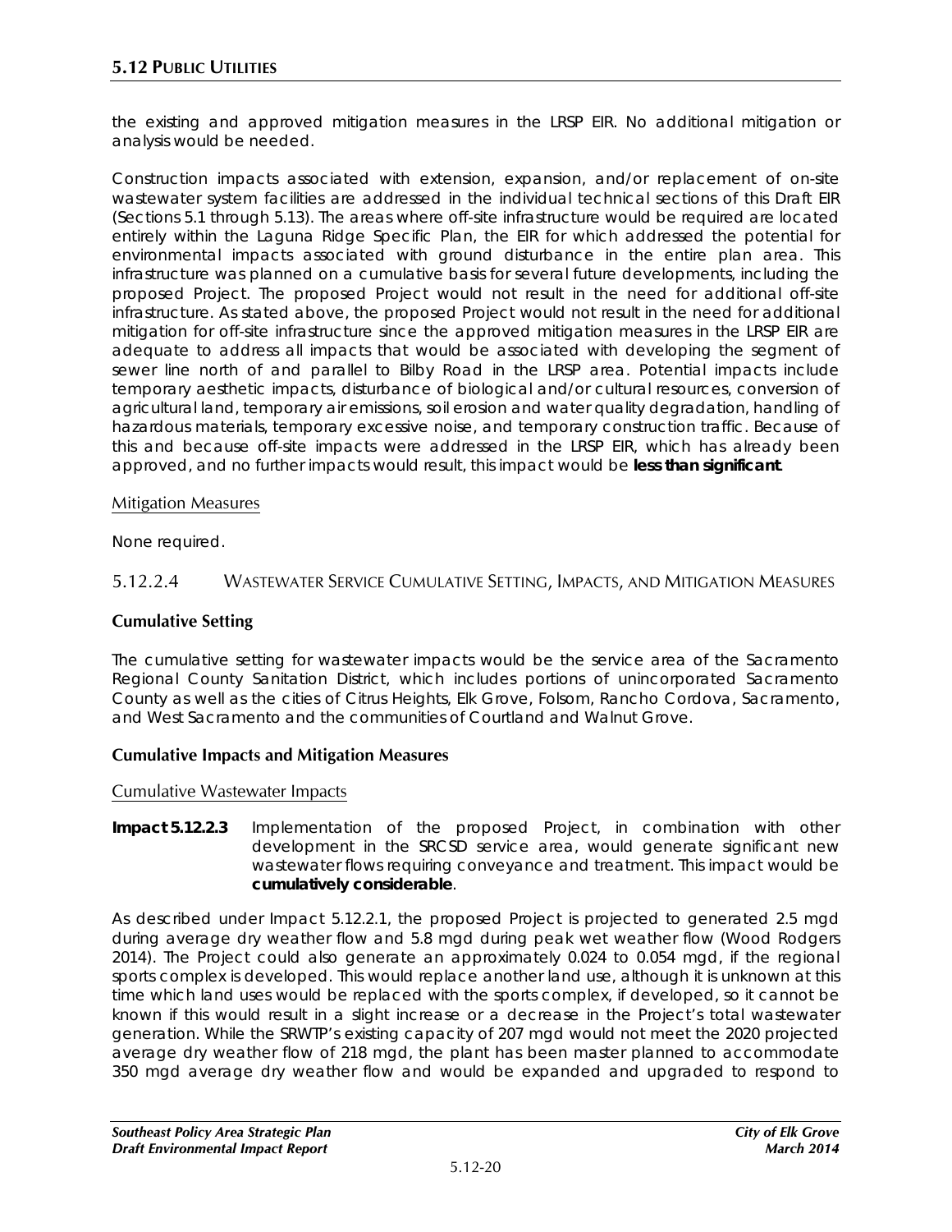the existing and approved mitigation measures in the LRSP EIR. No additional mitigation or analysis would be needed.

Construction impacts associated with extension, expansion, and/or replacement of on-site wastewater system facilities are addressed in the individual technical sections of this Draft EIR (Sections 5.1 through 5.13). The areas where off-site infrastructure would be required are located entirely within the Laguna Ridge Specific Plan, the EIR for which addressed the potential for environmental impacts associated with ground disturbance in the entire plan area. This infrastructure was planned on a cumulative basis for several future developments, including the proposed Project. The proposed Project would not result in the need for additional off-site infrastructure. As stated above, the proposed Project would not result in the need for additional mitigation for off-site infrastructure since the approved mitigation measures in the LRSP EIR are adequate to address all impacts that would be associated with developing the segment of sewer line north of and parallel to Bilby Road in the LRSP area. Potential impacts include temporary aesthetic impacts, disturbance of biological and/or cultural resources, conversion of agricultural land, temporary air emissions, soil erosion and water quality degradation, handling of hazardous materials, temporary excessive noise, and temporary construction traffic. Because of this and because off-site impacts were addressed in the LRSP EIR, which has already been approved, and no further impacts would result, this impact would be **less than significant**.

Mitigation Measures

None required.

### 5.12.2.4 Wastewater Service Cumulative Setting, Impacts, and Mitigation Measures

**Cumulative Setting**

The cumulative setting for wastewater impacts would be the service area of the Sacramento Regional County Sanitation District, which includes portions of unincorporated Sacramento County as well as the cities of Citrus Heights, Elk Grove, Folsom, Rancho Cordova, Sacramento, and West Sacramento and the communities of Courtland and Walnut Grove.

**Cumulative Impacts and Mitigation Measures**

Cumulative Wastewater Impacts

**Impact 5.12.2.3** Implementation of the proposed Project, in combination with other development in the SRCSD service area, would generate significant new wastewater flows requiring conveyance and treatment. This impact would be **cumulatively considerable**.

As described under Impact 5.12.2.1, the proposed Project is projected to generated 2.5 mgd during average dry weather flow and 5.8 mgd during peak wet weather flow (Wood Rodgers 2014). The Project could also generate an approximately 0.024 to 0.054 mgd, if the regional sports complex is developed. This would replace another land use, although it is unknown at this time which land uses would be replaced with the sports complex, if developed, so it cannot be known if this would result in a slight increase or a decrease in the Project's total wastewater generation. While the SRWTP's existing capacity of 207 mgd would not meet the 2020 projected average dry weather flow of 218 mgd, the plant has been master planned to accommodate 350 mgd average dry weather flow and would be expanded and upgraded to respond to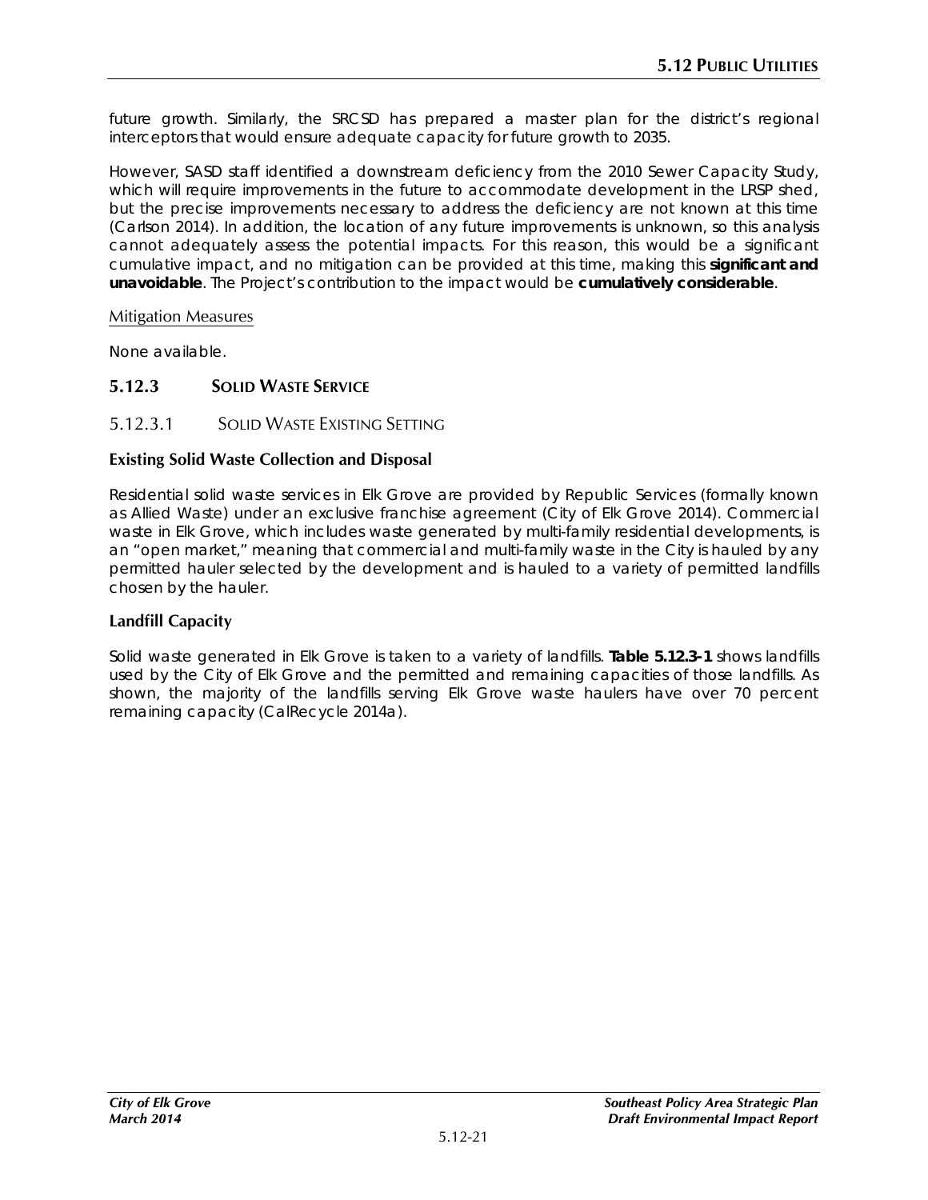future growth. Similarly, the SRCSD has prepared a master plan for the district's regional interceptors that would ensure adequate capacity for future growth to 2035.

However, SASD staff identified a downstream deficiency from the 2010 Sewer Capacity Study, which will require improvements in the future to accommodate development in the LRSP shed, but the precise improvements necessary to address the deficiency are not known at this time (Carlson 2014). In addition, the location of any future improvements is unknown, so this analysis cannot adequately assess the potential impacts. For this reason, this would be a significant cumulative impact, and no mitigation can be provided at this time, making this **significant and unavoidable**. The Project's contribution to the impact would be **cumulatively considerable**.

Mitigation Measures

None available.

## 5.12.3 SOLID WASTE SERVICE

### 5.12.3.1 SOLID WASTE EXISTING SETTING

**Existing Solid Waste Collection and Disposal**

Residential solid waste services in Elk Grove are provided by Republic Services (formally known as Allied Waste) under an exclusive franchise agreement (City of Elk Grove 2014). Commercial waste in Elk Grove, which includes waste generated by multi-family residential developments, is an "open market," meaning that commercial and multi-family waste in the City is hauled by any permitted hauler selected by the development and is hauled to a variety of permitted landfills chosen by the hauler.

**Landfill Capacity**

Solid waste generated in Elk Grove is taken to a variety of landfills. **Table 5.12.3-1** shows landfills used by the City of Elk Grove and the permitted and remaining capacities of those landfills. As shown, the majority of the landfills serving Elk Grove waste haulers have over 70 percent remaining capacity (CalRecycle 2014a).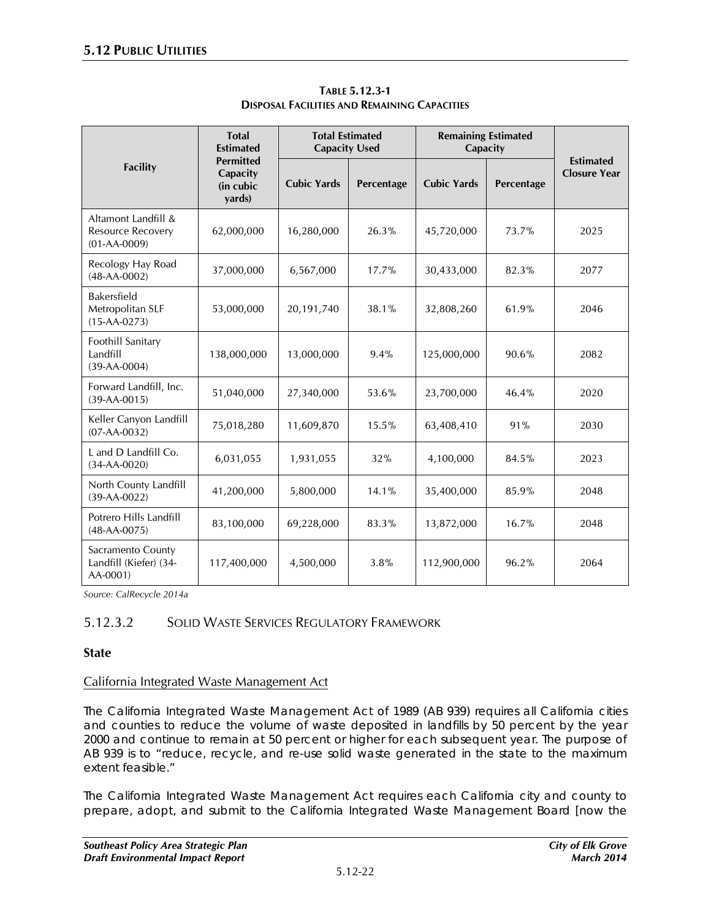**Table 5.12.3-1**
**Disposal Facilities and Remaining Capacities**

| Facility | Total Estimated Permitted Capacity (in cubic yards) | Total Estimated Capacity Used | | Remaining Estimated Capacity | | Estimated Closure Year |
|---|---|---|---|---|---|---|
| | | Cubic Yards | Percentage | Cubic Yards | Percentage | |
| Altamont Landfill & Resource Recovery (01-AA-0009) | 62,000,000 | 16,280,000 | 26.3% | 45,720,000 | 73.7% | 2025 |
| Recology Hay Road (48-AA-0002) | 37,000,000 | 6,567,000 | 17.7% | 30,433,000 | 82.3% | 2077 |
| Bakersfield Metropolitan SLF (15-AA-0273) | 53,000,000 | 20,191,740 | 38.1% | 32,808,260 | 61.9% | 2046 |
| Foothill Sanitary Landfill (39-AA-0004) | 138,000,000 | 13,000,000 | 9.4% | 125,000,000 | 90.6% | 2082 |
| Forward Landfill, Inc. (39-AA-0015) | 51,040,000 | 27,340,000 | 53.6% | 23,700,000 | 46.4% | 2020 |
| Keller Canyon Landfill (07-AA-0032) | 75,018,280 | 11,609,870 | 15.5% | 63,408,410 | 91% | 2030 |
| L and D Landfill Co. (34-AA-0020) | 6,031,055 | 1,931,055 | 32% | 4,100,000 | 84.5% | 2023 |
| North County Landfill (39-AA-0022) | 41,200,000 | 5,800,000 | 14.1% | 35,400,000 | 85.9% | 2048 |
| Potrero Hills Landfill (48-AA-0075) | 83,100,000 | 69,228,000 | 83.3% | 13,872,000 | 16.7% | 2048 |
| Sacramento County Landfill (Kiefer) (34-AA-0001) | 117,400,000 | 4,500,000 | 3.8% | 112,900,000 | 96.2% | 2064 |

*Source: CalRecycle 2014a*

### 5.12.3.2 Solid Waste Services Regulatory Framework

**State**

California Integrated Waste Management Act

The California Integrated Waste Management Act of 1989 (AB 939) requires all California cities and counties to reduce the volume of waste deposited in landfills by 50 percent by the year 2000 and continue to remain at 50 percent or higher for each subsequent year. The purpose of AB 939 is to "reduce, recycle, and re-use solid waste generated in the state to the maximum extent feasible."

The California Integrated Waste Management Act requires each California city and county to prepare, adopt, and submit to the California Integrated Waste Management Board [now the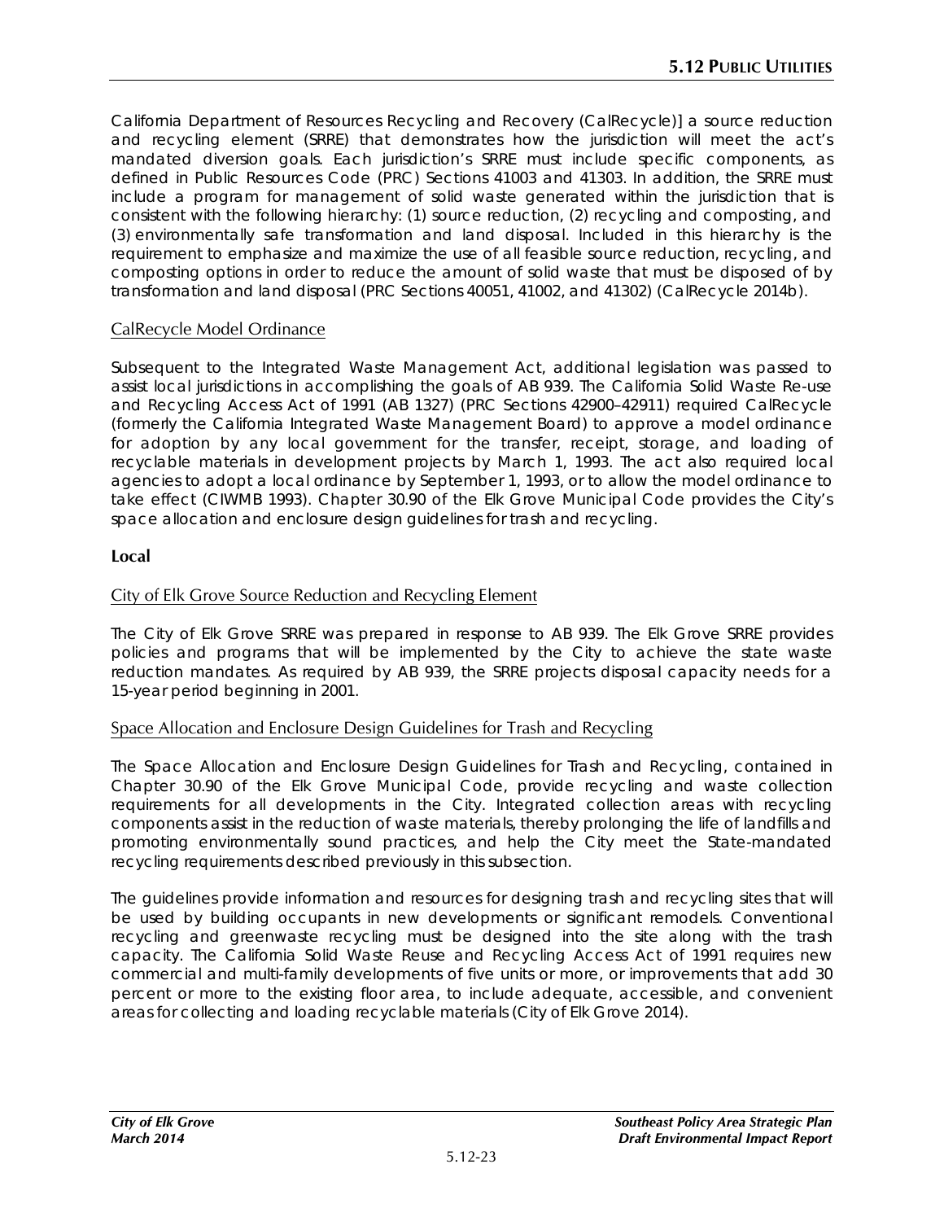California Department of Resources Recycling and Recovery (CalRecycle)] a source reduction and recycling element (SRRE) that demonstrates how the jurisdiction will meet the act's mandated diversion goals. Each jurisdiction's SRRE must include specific components, as defined in Public Resources Code (PRC) Sections 41003 and 41303. In addition, the SRRE must include a program for management of solid waste generated within the jurisdiction that is consistent with the following hierarchy: (1) source reduction, (2) recycling and composting, and (3) environmentally safe transformation and land disposal. Included in this hierarchy is the requirement to emphasize and maximize the use of all feasible source reduction, recycling, and composting options in order to reduce the amount of solid waste that must be disposed of by transformation and land disposal (PRC Sections 40051, 41002, and 41302) (CalRecycle 2014b).

#### CalRecycle Model Ordinance

Subsequent to the Integrated Waste Management Act, additional legislation was passed to assist local jurisdictions in accomplishing the goals of AB 939. The California Solid Waste Re-use and Recycling Access Act of 1991 (AB 1327) (PRC Sections 42900–42911) required CalRecycle (formerly the California Integrated Waste Management Board) to approve a model ordinance for adoption by any local government for the transfer, receipt, storage, and loading of recyclable materials in development projects by March 1, 1993. The act also required local agencies to adopt a local ordinance by September 1, 1993, or to allow the model ordinance to take effect (CIWMB 1993). Chapter 30.90 of the Elk Grove Municipal Code provides the City's space allocation and enclosure design guidelines for trash and recycling.

### Local

#### City of Elk Grove Source Reduction and Recycling Element

The City of Elk Grove SRRE was prepared in response to AB 939. The Elk Grove SRRE provides policies and programs that will be implemented by the City to achieve the state waste reduction mandates. As required by AB 939, the SRRE projects disposal capacity needs for a 15-year period beginning in 2001.

#### Space Allocation and Enclosure Design Guidelines for Trash and Recycling

The Space Allocation and Enclosure Design Guidelines for Trash and Recycling, contained in Chapter 30.90 of the Elk Grove Municipal Code, provide recycling and waste collection requirements for all developments in the City. Integrated collection areas with recycling components assist in the reduction of waste materials, thereby prolonging the life of landfills and promoting environmentally sound practices, and help the City meet the State-mandated recycling requirements described previously in this subsection.

The guidelines provide information and resources for designing trash and recycling sites that will be used by building occupants in new developments or significant remodels. Conventional recycling and greenwaste recycling must be designed into the site along with the trash capacity. The California Solid Waste Reuse and Recycling Access Act of 1991 requires new commercial and multi-family developments of five units or more, or improvements that add 30 percent or more to the existing floor area, to include adequate, accessible, and convenient areas for collecting and loading recyclable materials (City of Elk Grove 2014).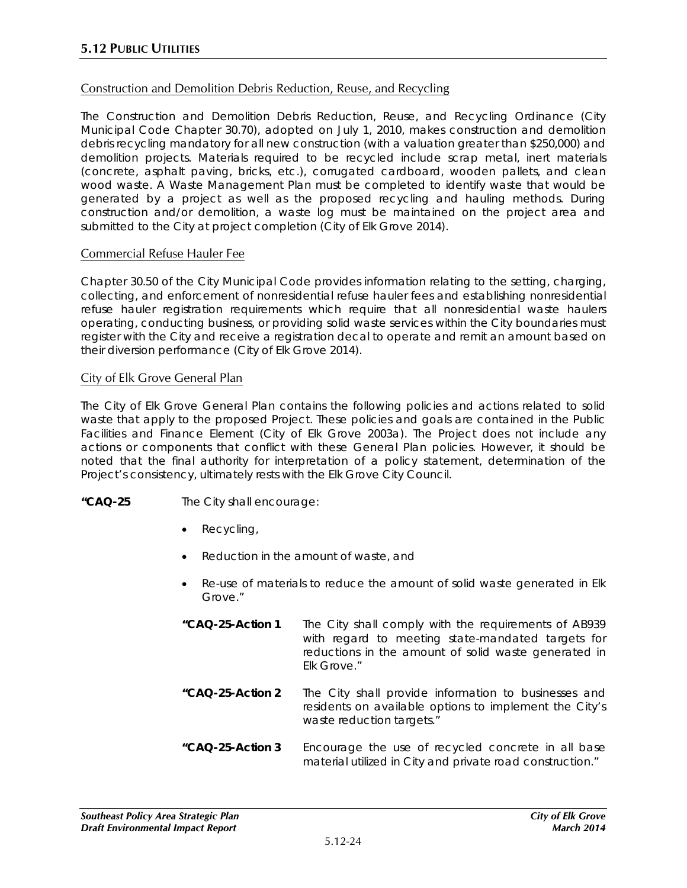### Construction and Demolition Debris Reduction, Reuse, and Recycling

The Construction and Demolition Debris Reduction, Reuse, and Recycling Ordinance (City Municipal Code Chapter 30.70), adopted on July 1, 2010, makes construction and demolition debris recycling mandatory for all new construction (with a valuation greater than $250,000) and demolition projects. Materials required to be recycled include scrap metal, inert materials (concrete, asphalt paving, bricks, etc.), corrugated cardboard, wooden pallets, and clean wood waste. A Waste Management Plan must be completed to identify waste that would be generated by a project as well as the proposed recycling and hauling methods. During construction and/or demolition, a waste log must be maintained on the project area and submitted to the City at project completion (City of Elk Grove 2014).

### Commercial Refuse Hauler Fee

Chapter 30.50 of the City Municipal Code provides information relating to the setting, charging, collecting, and enforcement of nonresidential refuse hauler fees and establishing nonresidential refuse hauler registration requirements which require that all nonresidential waste haulers operating, conducting business, or providing solid waste services within the City boundaries must register with the City and receive a registration decal to operate and remit an amount based on their diversion performance (City of Elk Grove 2014).

### City of Elk Grove General Plan

The City of Elk Grove General Plan contains the following policies and actions related to solid waste that apply to the proposed Project. These policies and goals are contained in the Public Facilities and Finance Element (City of Elk Grove 2003a). The Project does not include any actions or components that conflict with these General Plan policies. However, it should be noted that the final authority for interpretation of a policy statement, determination of the Project's consistency, ultimately rests with the Elk Grove City Council.

**"CAQ-25** The City shall encourage:

- Recycling,
- Reduction in the amount of waste, and
- Re-use of materials to reduce the amount of solid waste generated in Elk Grove."

**"CAQ-25-Action 1** The City shall comply with the requirements of AB939 with regard to meeting state-mandated targets for reductions in the amount of solid waste generated in Elk Grove."

**"CAQ-25-Action 2** The City shall provide information to businesses and residents on available options to implement the City's waste reduction targets."

**"CAQ-25-Action 3** Encourage the use of recycled concrete in all base material utilized in City and private road construction."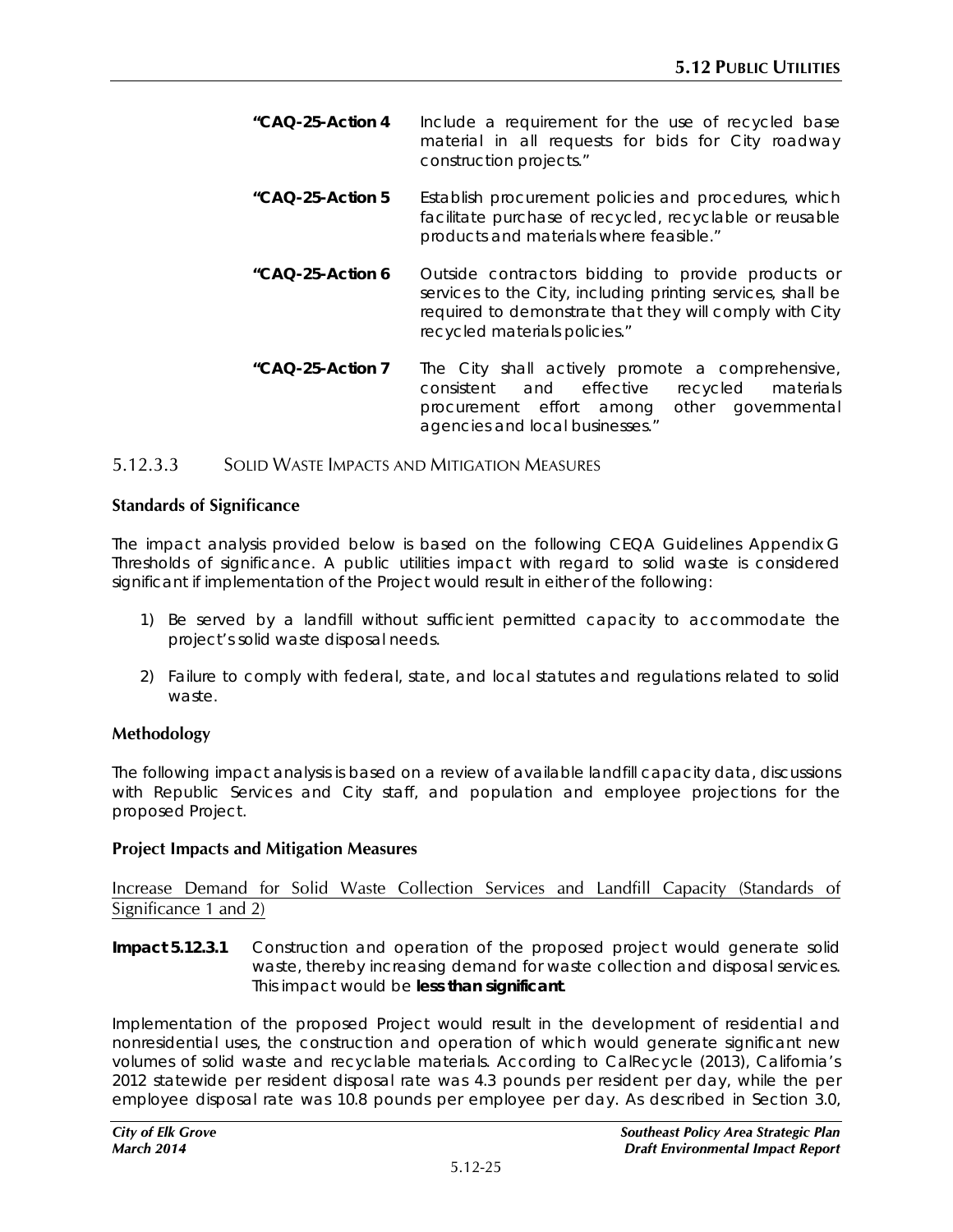**"CAQ-25-Action 4** Include a requirement for the use of recycled base material in all requests for bids for City roadway construction projects."

**"CAQ-25-Action 5** Establish procurement policies and procedures, which facilitate purchase of recycled, recyclable or reusable products and materials where feasible."

**"CAQ-25-Action 6** Outside contractors bidding to provide products or services to the City, including printing services, shall be required to demonstrate that they will comply with City recycled materials policies."

**"CAQ-25-Action 7** The City shall actively promote a comprehensive, consistent and effective recycled materials procurement effort among other governmental agencies and local businesses."

### 5.12.3.3 Solid Waste Impacts and Mitigation Measures

**Standards of Significance**

The impact analysis provided below is based on the following CEQA Guidelines Appendix G Thresholds of significance. A public utilities impact with regard to solid waste is considered significant if implementation of the Project would result in either of the following:

1) Be served by a landfill without sufficient permitted capacity to accommodate the project's solid waste disposal needs.

2) Failure to comply with federal, state, and local statutes and regulations related to solid waste.

**Methodology**

The following impact analysis is based on a review of available landfill capacity data, discussions with Republic Services and City staff, and population and employee projections for the proposed Project.

**Project Impacts and Mitigation Measures**

Increase Demand for Solid Waste Collection Services and Landfill Capacity (Standards of Significance 1 and 2)

**Impact 5.12.3.1** Construction and operation of the proposed project would generate solid waste, thereby increasing demand for waste collection and disposal services. This impact would be **less than significant**.

Implementation of the proposed Project would result in the development of residential and nonresidential uses, the construction and operation of which would generate significant new volumes of solid waste and recyclable materials. According to CalRecycle (2013), California's 2012 statewide per resident disposal rate was 4.3 pounds per resident per day, while the per employee disposal rate was 10.8 pounds per employee per day. As described in Section 3.0,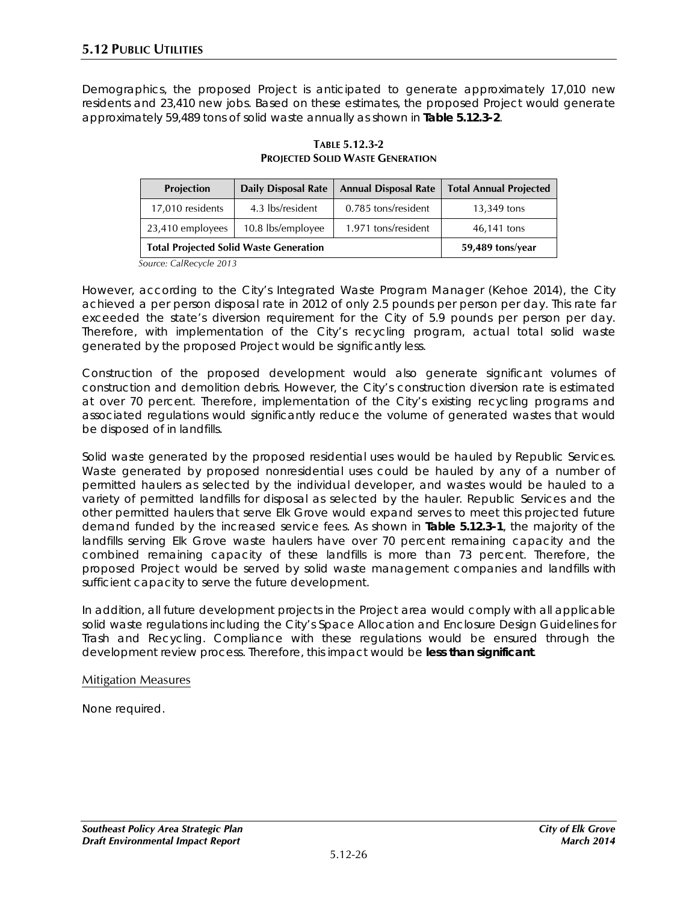Demographics, the proposed Project is anticipated to generate approximately 17,010 new residents and 23,410 new jobs. Based on these estimates, the proposed Project would generate approximately 59,489 tons of solid waste annually as shown in **Table 5.12.3-2**.

**TABLE 5.12.3-2**
**PROJECTED SOLID WASTE GENERATION**

| Projection | Daily Disposal Rate | Annual Disposal Rate | Total Annual Projected |
|---|---|---|---|
| 17,010 residents | 4.3 lbs/resident | 0.785 tons/resident | 13,349 tons |
| 23,410 employees | 10.8 lbs/employee | 1.971 tons/resident | 46,141 tons |
| **Total Projected Solid Waste Generation** | | | **59,489 tons/year** |

*Source: CalRecycle 2013*

However, according to the City's Integrated Waste Program Manager (Kehoe 2014), the City achieved a per person disposal rate in 2012 of only 2.5 pounds per person per day. This rate far exceeded the state's diversion requirement for the City of 5.9 pounds per person per day. Therefore, with implementation of the City's recycling program, actual total solid waste generated by the proposed Project would be significantly less.

Construction of the proposed development would also generate significant volumes of construction and demolition debris. However, the City's construction diversion rate is estimated at over 70 percent. Therefore, implementation of the City's existing recycling programs and associated regulations would significantly reduce the volume of generated wastes that would be disposed of in landfills.

Solid waste generated by the proposed residential uses would be hauled by Republic Services. Waste generated by proposed nonresidential uses could be hauled by any of a number of permitted haulers as selected by the individual developer, and wastes would be hauled to a variety of permitted landfills for disposal as selected by the hauler. Republic Services and the other permitted haulers that serve Elk Grove would expand serves to meet this projected future demand funded by the increased service fees. As shown in **Table 5.12.3-1**, the majority of the landfills serving Elk Grove waste haulers have over 70 percent remaining capacity and the combined remaining capacity of these landfills is more than 73 percent. Therefore, the proposed Project would be served by solid waste management companies and landfills with sufficient capacity to serve the future development.

In addition, all future development projects in the Project area would comply with all applicable solid waste regulations including the City's Space Allocation and Enclosure Design Guidelines for Trash and Recycling. Compliance with these regulations would be ensured through the development review process. Therefore, this impact would be **less than significant**.

Mitigation Measures

None required.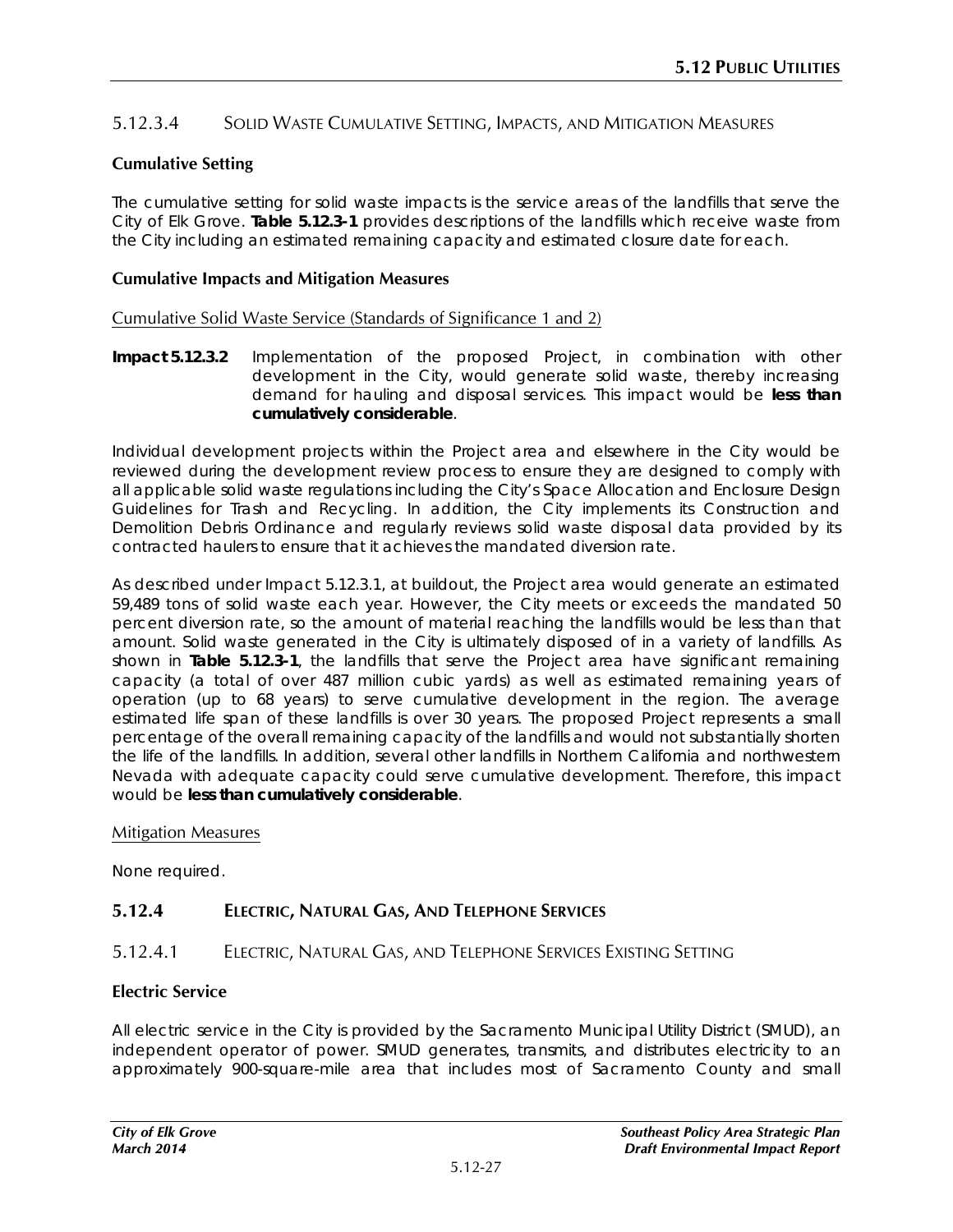### 5.12.3.4 Solid Waste Cumulative Setting, Impacts, and Mitigation Measures

**Cumulative Setting**

The cumulative setting for solid waste impacts is the service areas of the landfills that serve the City of Elk Grove. **Table 5.12.3-1** provides descriptions of the landfills which receive waste from the City including an estimated remaining capacity and estimated closure date for each.

**Cumulative Impacts and Mitigation Measures**

Cumulative Solid Waste Service (Standards of Significance 1 and 2)

**Impact 5.12.3.2** Implementation of the proposed Project, in combination with other development in the City, would generate solid waste, thereby increasing demand for hauling and disposal services. This impact would be **less than cumulatively considerable**.

Individual development projects within the Project area and elsewhere in the City would be reviewed during the development review process to ensure they are designed to comply with all applicable solid waste regulations including the City's Space Allocation and Enclosure Design Guidelines for Trash and Recycling. In addition, the City implements its Construction and Demolition Debris Ordinance and regularly reviews solid waste disposal data provided by its contracted haulers to ensure that it achieves the mandated diversion rate.

As described under Impact 5.12.3.1, at buildout, the Project area would generate an estimated 59,489 tons of solid waste each year. However, the City meets or exceeds the mandated 50 percent diversion rate, so the amount of material reaching the landfills would be less than that amount. Solid waste generated in the City is ultimately disposed of in a variety of landfills. As shown in **Table 5.12.3-1**, the landfills that serve the Project area have significant remaining capacity (a total of over 487 million cubic yards) as well as estimated remaining years of operation (up to 68 years) to serve cumulative development in the region. The average estimated life span of these landfills is over 30 years. The proposed Project represents a small percentage of the overall remaining capacity of the landfills and would not substantially shorten the life of the landfills. In addition, several other landfills in Northern California and northwestern Nevada with adequate capacity could serve cumulative development. Therefore, this impact would be **less than cumulatively considerable**.

Mitigation Measures

None required.

## 5.12.4 Electric, Natural Gas, And Telephone Services

### 5.12.4.1 Electric, Natural Gas, and Telephone Services Existing Setting

**Electric Service**

All electric service in the City is provided by the Sacramento Municipal Utility District (SMUD), an independent operator of power. SMUD generates, transmits, and distributes electricity to an approximately 900-square-mile area that includes most of Sacramento County and small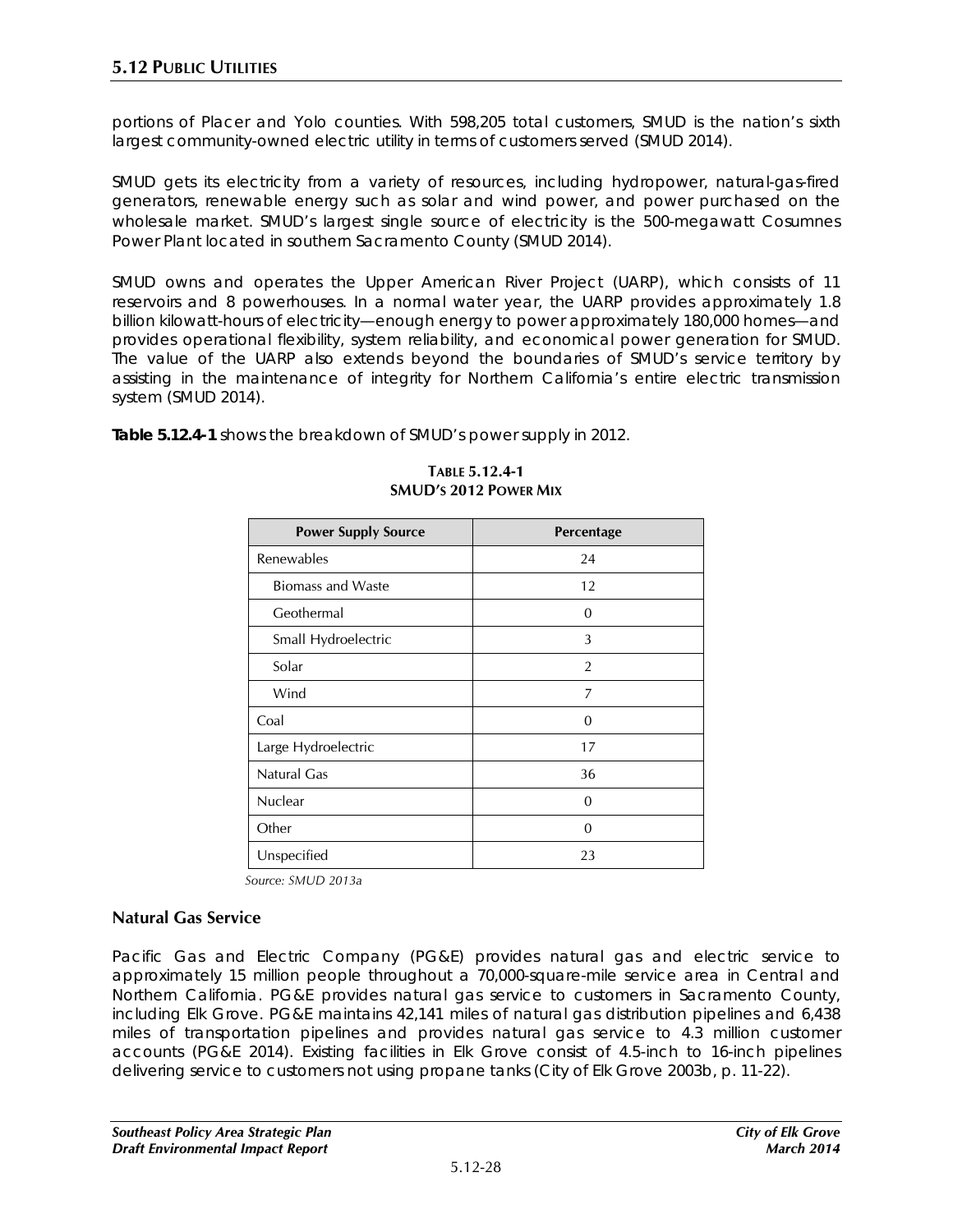portions of Placer and Yolo counties. With 598,205 total customers, SMUD is the nation's sixth largest community-owned electric utility in terms of customers served (SMUD 2014).

SMUD gets its electricity from a variety of resources, including hydropower, natural-gas-fired generators, renewable energy such as solar and wind power, and power purchased on the wholesale market. SMUD's largest single source of electricity is the 500-megawatt Cosumnes Power Plant located in southern Sacramento County (SMUD 2014).

SMUD owns and operates the Upper American River Project (UARP), which consists of 11 reservoirs and 8 powerhouses. In a normal water year, the UARP provides approximately 1.8 billion kilowatt-hours of electricity—enough energy to power approximately 180,000 homes—and provides operational flexibility, system reliability, and economical power generation for SMUD. The value of the UARP also extends beyond the boundaries of SMUD's service territory by assisting in the maintenance of integrity for Northern California's entire electric transmission system (SMUD 2014).

**Table 5.12.4-1** shows the breakdown of SMUD's power supply in 2012.

**TABLE 5.12.4-1**
**SMUD'S 2012 POWER MIX**

| Power Supply Source | Percentage |
|---|---|
| Renewables | 24 |
| Biomass and Waste | 12 |
| Geothermal | 0 |
| Small Hydroelectric | 3 |
| Solar | 2 |
| Wind | 7 |
| Coal | 0 |
| Large Hydroelectric | 17 |
| Natural Gas | 36 |
| Nuclear | 0 |
| Other | 0 |
| Unspecified | 23 |

*Source: SMUD 2013a*

### Natural Gas Service

Pacific Gas and Electric Company (PG&E) provides natural gas and electric service to approximately 15 million people throughout a 70,000-square-mile service area in Central and Northern California. PG&E provides natural gas service to customers in Sacramento County, including Elk Grove. PG&E maintains 42,141 miles of natural gas distribution pipelines and 6,438 miles of transportation pipelines and provides natural gas service to 4.3 million customer accounts (PG&E 2014). Existing facilities in Elk Grove consist of 4.5-inch to 16-inch pipelines delivering service to customers not using propane tanks (City of Elk Grove 2003b, p. 11-22).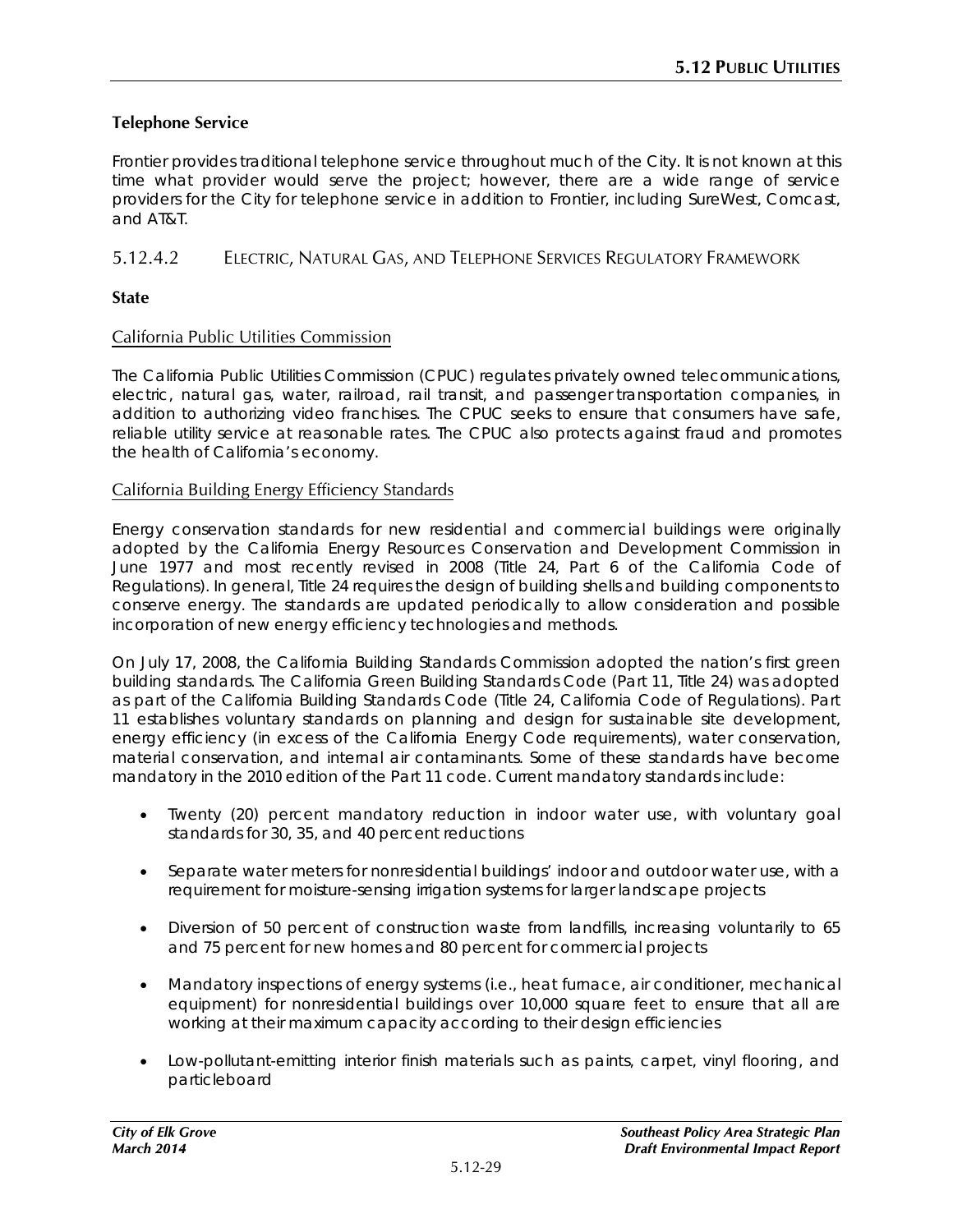### Telephone Service

Frontier provides traditional telephone service throughout much of the City. It is not known at this time what provider would serve the project; however, there are a wide range of service providers for the City for telephone service in addition to Frontier, including SureWest, Comcast, and AT&T.

## 5.12.4.2 ELECTRIC, NATURAL GAS, AND TELEPHONE SERVICES REGULATORY FRAMEWORK

### State

#### California Public Utilities Commission

The California Public Utilities Commission (CPUC) regulates privately owned telecommunications, electric, natural gas, water, railroad, rail transit, and passenger transportation companies, in addition to authorizing video franchises. The CPUC seeks to ensure that consumers have safe, reliable utility service at reasonable rates. The CPUC also protects against fraud and promotes the health of California's economy.

#### California Building Energy Efficiency Standards

Energy conservation standards for new residential and commercial buildings were originally adopted by the California Energy Resources Conservation and Development Commission in June 1977 and most recently revised in 2008 (Title 24, Part 6 of the California Code of Regulations). In general, Title 24 requires the design of building shells and building components to conserve energy. The standards are updated periodically to allow consideration and possible incorporation of new energy efficiency technologies and methods.

On July 17, 2008, the California Building Standards Commission adopted the nation's first green building standards. The California Green Building Standards Code (Part 11, Title 24) was adopted as part of the California Building Standards Code (Title 24, California Code of Regulations). Part 11 establishes voluntary standards on planning and design for sustainable site development, energy efficiency (in excess of the California Energy Code requirements), water conservation, material conservation, and internal air contaminants. Some of these standards have become mandatory in the 2010 edition of the Part 11 code. Current mandatory standards include:

- Twenty (20) percent mandatory reduction in indoor water use, with voluntary goal standards for 30, 35, and 40 percent reductions
- Separate water meters for nonresidential buildings' indoor and outdoor water use, with a requirement for moisture-sensing irrigation systems for larger landscape projects
- Diversion of 50 percent of construction waste from landfills, increasing voluntarily to 65 and 75 percent for new homes and 80 percent for commercial projects
- Mandatory inspections of energy systems (i.e., heat furnace, air conditioner, mechanical equipment) for nonresidential buildings over 10,000 square feet to ensure that all are working at their maximum capacity according to their design efficiencies
- Low-pollutant-emitting interior finish materials such as paints, carpet, vinyl flooring, and particleboard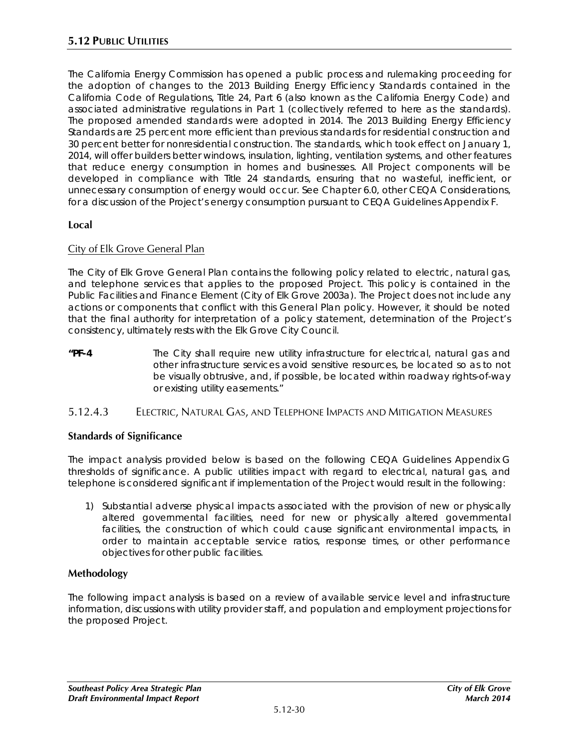The California Energy Commission has opened a public process and rulemaking proceeding for the adoption of changes to the 2013 Building Energy Efficiency Standards contained in the California Code of Regulations, Title 24, Part 6 (also known as the California Energy Code) and associated administrative regulations in Part 1 (collectively referred to here as the standards). The proposed amended standards were adopted in 2014. The 2013 Building Energy Efficiency Standards are 25 percent more efficient than previous standards for residential construction and 30 percent better for nonresidential construction. The standards, which took effect on January 1, 2014, will offer builders better windows, insulation, lighting, ventilation systems, and other features that reduce energy consumption in homes and businesses. All Project components will be developed in compliance with Title 24 standards, ensuring that no wasteful, inefficient, or unnecessary consumption of energy would occur. See Chapter 6.0, other CEQA Considerations, for a discussion of the Project's energy consumption pursuant to CEQA Guidelines Appendix F.

### Local

City of Elk Grove General Plan

The City of Elk Grove General Plan contains the following policy related to electric, natural gas, and telephone services that applies to the proposed Project. This policy is contained in the Public Facilities and Finance Element (City of Elk Grove 2003a). The Project does not include any actions or components that conflict with this General Plan policy. However, it should be noted that the final authority for interpretation of a policy statement, determination of the Project's consistency, ultimately rests with the Elk Grove City Council.

**"PF-4** The City shall require new utility infrastructure for electrical, natural gas and other infrastructure services avoid sensitive resources, be located so as to not be visually obtrusive, and, if possible, be located within roadway rights-of-way or existing utility easements."

## 5.12.4.3 ELECTRIC, NATURAL GAS, AND TELEPHONE IMPACTS AND MITIGATION MEASURES

### Standards of Significance

The impact analysis provided below is based on the following CEQA Guidelines Appendix G thresholds of significance. A public utilities impact with regard to electrical, natural gas, and telephone is considered significant if implementation of the Project would result in the following:

1) Substantial adverse physical impacts associated with the provision of new or physically altered governmental facilities, need for new or physically altered governmental facilities, the construction of which could cause significant environmental impacts, in order to maintain acceptable service ratios, response times, or other performance objectives for other public facilities.

### Methodology

The following impact analysis is based on a review of available service level and infrastructure information, discussions with utility provider staff, and population and employment projections for the proposed Project.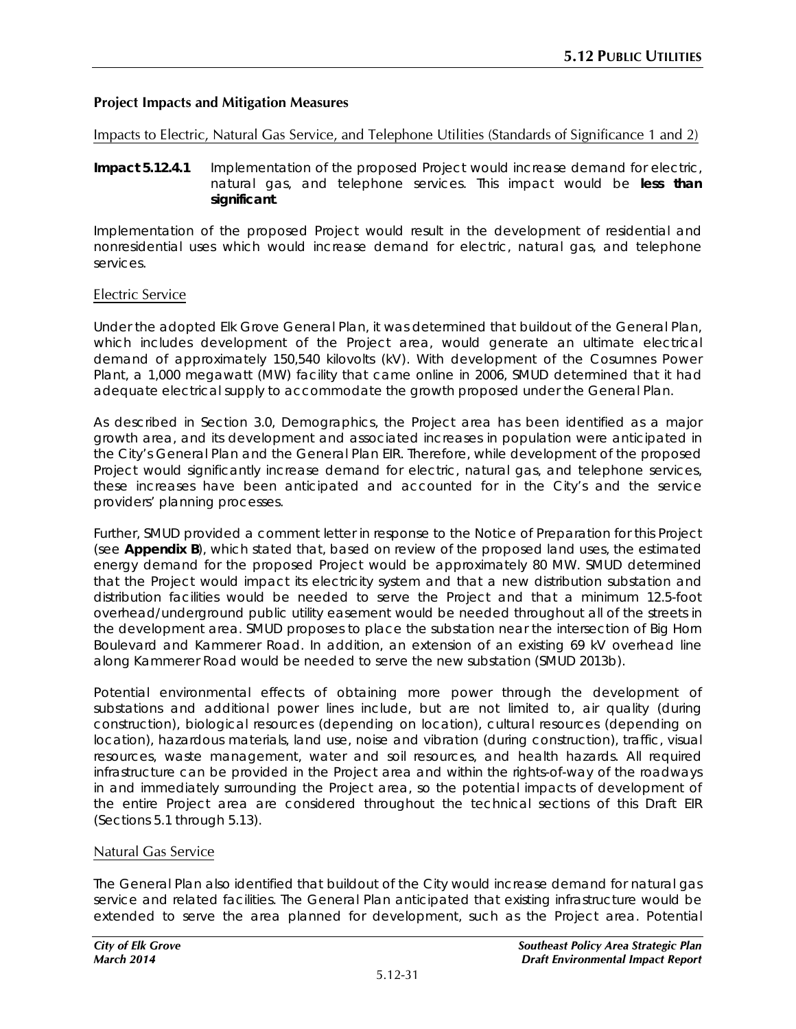### Project Impacts and Mitigation Measures

Impacts to Electric, Natural Gas Service, and Telephone Utilities (Standards of Significance 1 and 2)

**Impact 5.12.4.1** Implementation of the proposed Project would increase demand for electric, natural gas, and telephone services. This impact would be **less than significant**.

Implementation of the proposed Project would result in the development of residential and nonresidential uses which would increase demand for electric, natural gas, and telephone services.

Electric Service

Under the adopted Elk Grove General Plan, it was determined that buildout of the General Plan, which includes development of the Project area, would generate an ultimate electrical demand of approximately 150,540 kilovolts (kV). With development of the Cosumnes Power Plant, a 1,000 megawatt (MW) facility that came online in 2006, SMUD determined that it had adequate electrical supply to accommodate the growth proposed under the General Plan.

As described in Section 3.0, Demographics, the Project area has been identified as a major growth area, and its development and associated increases in population were anticipated in the City's General Plan and the General Plan EIR. Therefore, while development of the proposed Project would significantly increase demand for electric, natural gas, and telephone services, these increases have been anticipated and accounted for in the City's and the service providers' planning processes.

Further, SMUD provided a comment letter in response to the Notice of Preparation for this Project (see **Appendix B**), which stated that, based on review of the proposed land uses, the estimated energy demand for the proposed Project would be approximately 80 MW. SMUD determined that the Project would impact its electricity system and that a new distribution substation and distribution facilities would be needed to serve the Project and that a minimum 12.5-foot overhead/underground public utility easement would be needed throughout all of the streets in the development area. SMUD proposes to place the substation near the intersection of Big Horn Boulevard and Kammerer Road. In addition, an extension of an existing 69 kV overhead line along Kammerer Road would be needed to serve the new substation (SMUD 2013b).

Potential environmental effects of obtaining more power through the development of substations and additional power lines include, but are not limited to, air quality (during construction), biological resources (depending on location), cultural resources (depending on location), hazardous materials, land use, noise and vibration (during construction), traffic, visual resources, waste management, water and soil resources, and health hazards. All required infrastructure can be provided in the Project area and within the rights-of-way of the roadways in and immediately surrounding the Project area, so the potential impacts of development of the entire Project area are considered throughout the technical sections of this Draft EIR (Sections 5.1 through 5.13).

Natural Gas Service

The General Plan also identified that buildout of the City would increase demand for natural gas service and related facilities. The General Plan anticipated that existing infrastructure would be extended to serve the area planned for development, such as the Project area. Potential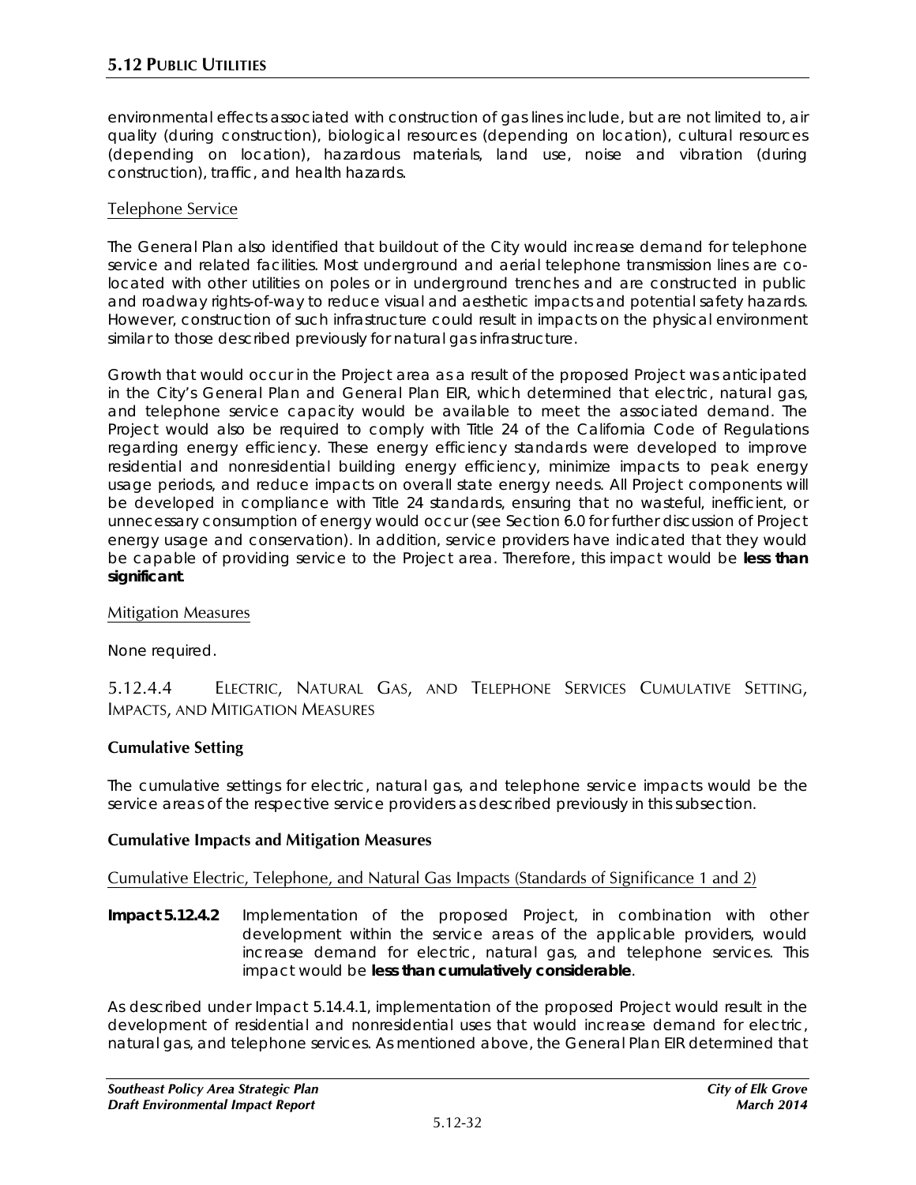environmental effects associated with construction of gas lines include, but are not limited to, air quality (during construction), biological resources (depending on location), cultural resources (depending on location), hazardous materials, land use, noise and vibration (during construction), traffic, and health hazards.

Telephone Service

The General Plan also identified that buildout of the City would increase demand for telephone service and related facilities. Most underground and aerial telephone transmission lines are co-located with other utilities on poles or in underground trenches and are constructed in public and roadway rights-of-way to reduce visual and aesthetic impacts and potential safety hazards. However, construction of such infrastructure could result in impacts on the physical environment similar to those described previously for natural gas infrastructure.

Growth that would occur in the Project area as a result of the proposed Project was anticipated in the City's General Plan and General Plan EIR, which determined that electric, natural gas, and telephone service capacity would be available to meet the associated demand. The Project would also be required to comply with Title 24 of the California Code of Regulations regarding energy efficiency. These energy efficiency standards were developed to improve residential and nonresidential building energy efficiency, minimize impacts to peak energy usage periods, and reduce impacts on overall state energy needs. All Project components will be developed in compliance with Title 24 standards, ensuring that no wasteful, inefficient, or unnecessary consumption of energy would occur (see Section 6.0 for further discussion of Project energy usage and conservation). In addition, service providers have indicated that they would be capable of providing service to the Project area. Therefore, this impact would be **less than significant**.

Mitigation Measures

None required.

### 5.12.4.4 Electric, Natural Gas, and Telephone Services Cumulative Setting, Impacts, and Mitigation Measures

**Cumulative Setting**

The cumulative settings for electric, natural gas, and telephone service impacts would be the service areas of the respective service providers as described previously in this subsection.

**Cumulative Impacts and Mitigation Measures**

Cumulative Electric, Telephone, and Natural Gas Impacts (Standards of Significance 1 and 2)

**Impact 5.12.4.2** Implementation of the proposed Project, in combination with other development within the service areas of the applicable providers, would increase demand for electric, natural gas, and telephone services. This impact would be **less than cumulatively considerable**.

As described under Impact 5.14.4.1, implementation of the proposed Project would result in the development of residential and nonresidential uses that would increase demand for electric, natural gas, and telephone services. As mentioned above, the General Plan EIR determined that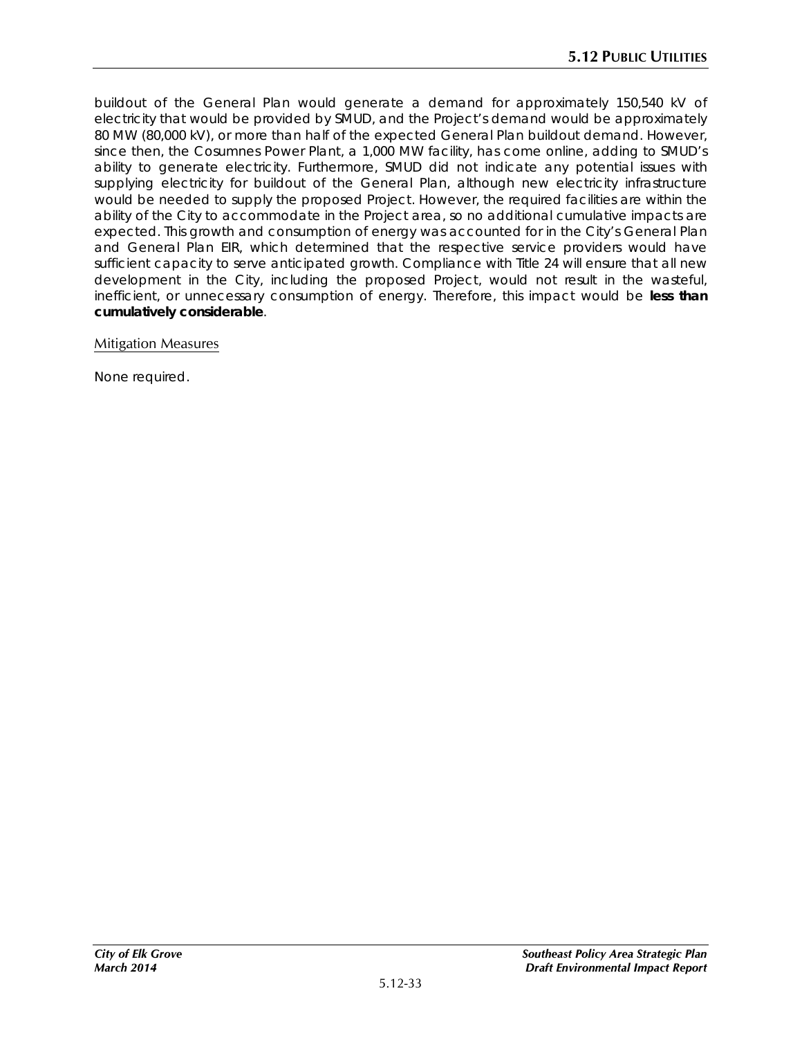buildout of the General Plan would generate a demand for approximately 150,540 kV of electricity that would be provided by SMUD, and the Project's demand would be approximately 80 MW (80,000 kV), or more than half of the expected General Plan buildout demand. However, since then, the Cosumnes Power Plant, a 1,000 MW facility, has come online, adding to SMUD's ability to generate electricity. Furthermore, SMUD did not indicate any potential issues with supplying electricity for buildout of the General Plan, although new electricity infrastructure would be needed to supply the proposed Project. However, the required facilities are within the ability of the City to accommodate in the Project area, so no additional cumulative impacts are expected. This growth and consumption of energy was accounted for in the City's General Plan and General Plan EIR, which determined that the respective service providers would have sufficient capacity to serve anticipated growth. Compliance with Title 24 will ensure that all new development in the City, including the proposed Project, would not result in the wasteful, inefficient, or unnecessary consumption of energy. Therefore, this impact would be **less than cumulatively considerable**.

Mitigation Measures

None required.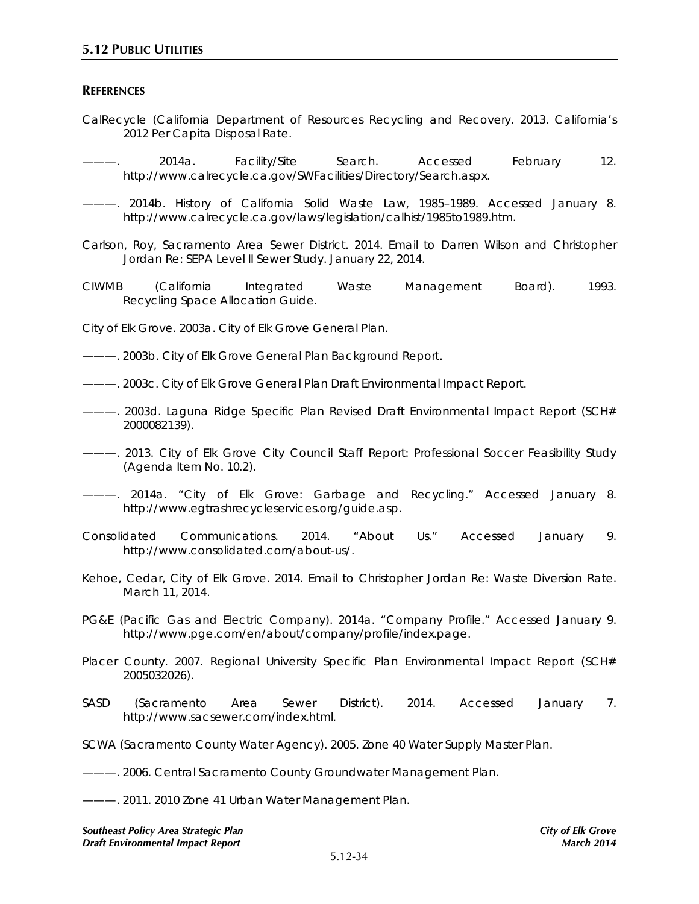## REFERENCES

CalRecycle (California Department of Resources Recycling and Recovery. 2013. California's 2012 Per Capita Disposal Rate.

———. 2014a. Facility/Site Search. Accessed February 12. http://www.calrecycle.ca.gov/SWFacilities/Directory/Search.aspx.

———. 2014b. History of California Solid Waste Law, 1985–1989. Accessed January 8. http://www.calrecycle.ca.gov/laws/legislation/calhist/1985to1989.htm.

Carlson, Roy, Sacramento Area Sewer District. 2014. Email to Darren Wilson and Christopher Jordan Re: SEPA Level II Sewer Study. January 22, 2014.

CIWMB (California Integrated Waste Management Board). 1993. Recycling Space Allocation Guide.

City of Elk Grove. 2003a. City of Elk Grove General Plan.

———. 2003b. City of Elk Grove General Plan Background Report.

———. 2003c. City of Elk Grove General Plan Draft Environmental Impact Report.

———. 2003d. Laguna Ridge Specific Plan Revised Draft Environmental Impact Report (SCH# 2000082139).

———. 2013. City of Elk Grove City Council Staff Report: Professional Soccer Feasibility Study (Agenda Item No. 10.2).

———. 2014a. "City of Elk Grove: Garbage and Recycling." Accessed January 8. http://www.egtrashrecycleservices.org/guide.asp.

Consolidated Communications. 2014. "About Us." Accessed January 9. http://www.consolidated.com/about-us/.

Kehoe, Cedar, City of Elk Grove. 2014. Email to Christopher Jordan Re: Waste Diversion Rate. March 11, 2014.

PG&E (Pacific Gas and Electric Company). 2014a. "Company Profile." Accessed January 9. http://www.pge.com/en/about/company/profile/index.page.

Placer County. 2007. Regional University Specific Plan Environmental Impact Report (SCH# 2005032026).

SASD (Sacramento Area Sewer District). 2014. Accessed January 7. http://www.sacsewer.com/index.html.

SCWA (Sacramento County Water Agency). 2005. Zone 40 Water Supply Master Plan.

———. 2006. Central Sacramento County Groundwater Management Plan.

———. 2011. 2010 Zone 41 Urban Water Management Plan.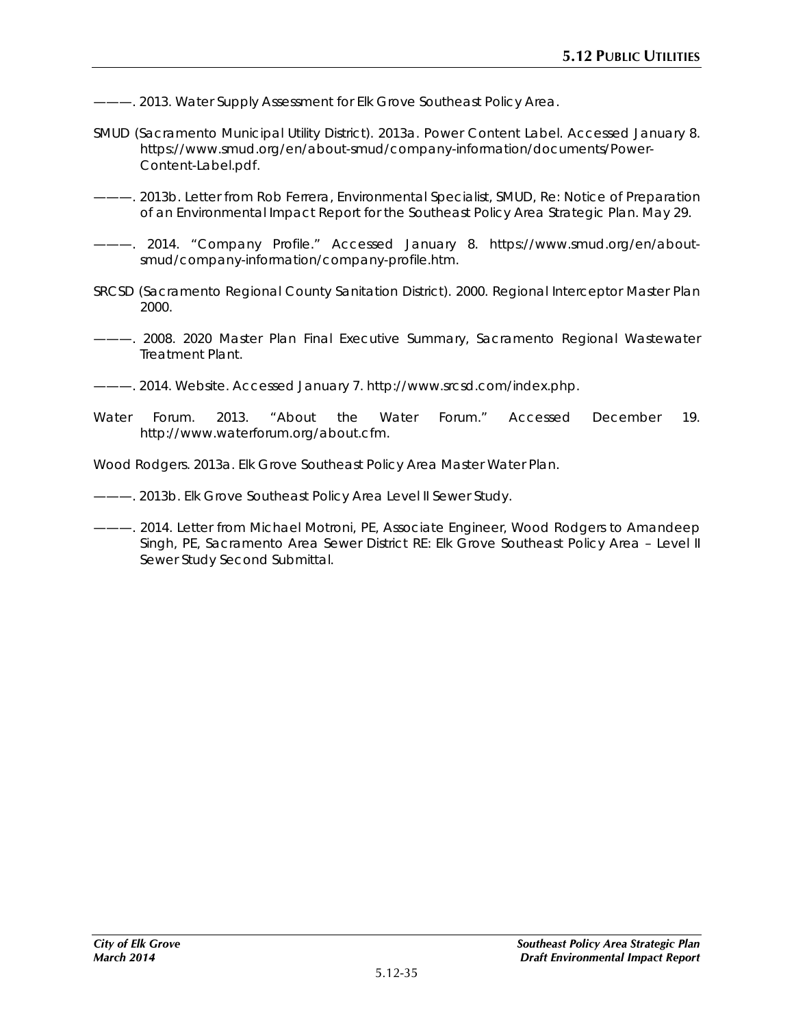———. 2013. Water Supply Assessment for Elk Grove Southeast Policy Area.

SMUD (Sacramento Municipal Utility District). 2013a. Power Content Label. Accessed January 8. https://www.smud.org/en/about-smud/company-information/documents/Power-Content-Label.pdf.

———. 2013b. Letter from Rob Ferrera, Environmental Specialist, SMUD, Re: Notice of Preparation of an Environmental Impact Report for the Southeast Policy Area Strategic Plan. May 29.

———. 2014. "Company Profile." Accessed January 8. https://www.smud.org/en/about-smud/company-information/company-profile.htm.

SRCSD (Sacramento Regional County Sanitation District). 2000. Regional Interceptor Master Plan 2000.

———. 2008. 2020 Master Plan Final Executive Summary, Sacramento Regional Wastewater Treatment Plant.

———. 2014. Website. Accessed January 7. http://www.srcsd.com/index.php.

Water Forum. 2013. "About the Water Forum." Accessed December 19. http://www.waterforum.org/about.cfm.

Wood Rodgers. 2013a. Elk Grove Southeast Policy Area Master Water Plan.

———. 2013b. Elk Grove Southeast Policy Area Level II Sewer Study.

———. 2014. Letter from Michael Motroni, PE, Associate Engineer, Wood Rodgers to Amandeep Singh, PE, Sacramento Area Sewer District RE: Elk Grove Southeast Policy Area – Level II Sewer Study Second Submittal.